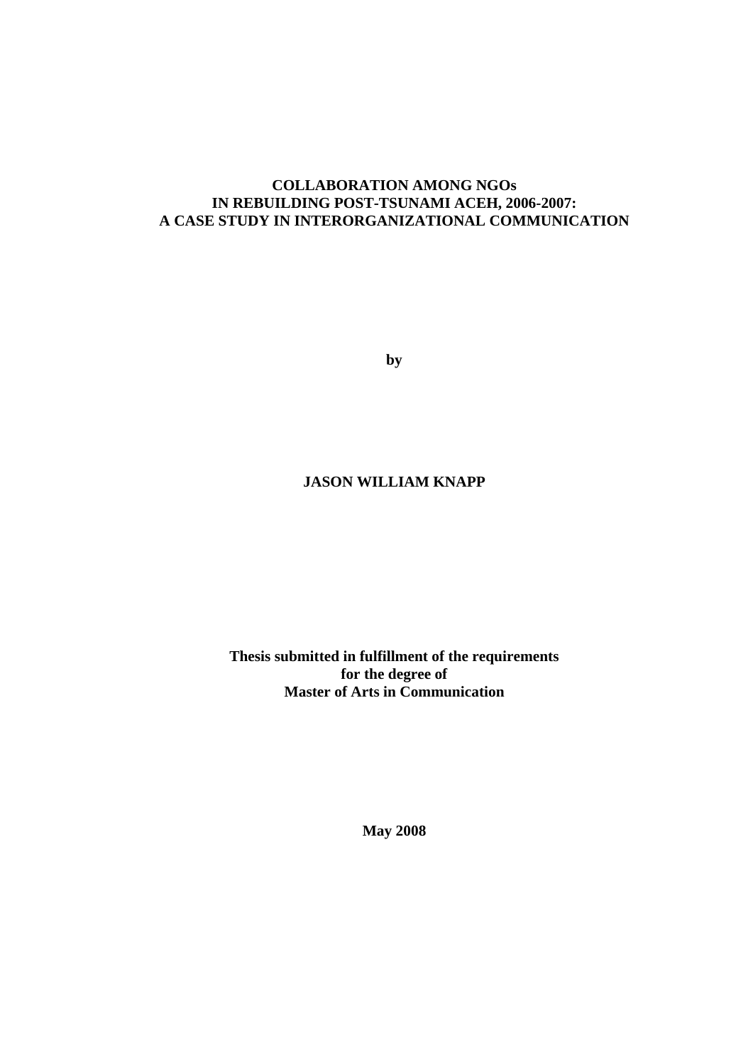# COLLABORATION AMONG NGOs IN REBUILDING POST-TSUNAMI ACEH, 2006-2007: A CASE STUDY IN INTERORGANIZATIONAL COMMUNICATION

**by**

**JASON WILLIAM KNAPP**

**Thesis submitted in fulfillment of the requirements for the degree of Master of Arts in Communication**

**May 2008**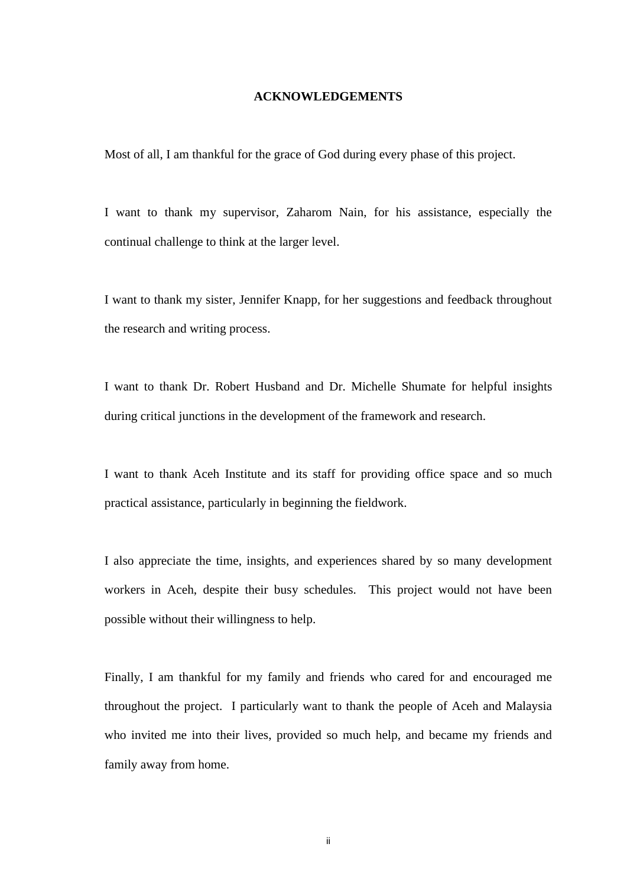# ACKNOWLEDGEMENTS

Most of all, I am thankful for the grace of God during every phase of this project.

I want to thank my supervisor, Zaharom Nain, for his assistance, especially the continual challenge to think at the larger level.

I want to thank my sister, Jennifer Knapp, for her suggestions and feedback throughout the research and writing process.

I want to thank Dr. Robert Husband and Dr. Michelle Shumate for helpful insights during critical junctions in the development of the framework and research.

I want to thank Aceh Institute and its staff for providing office space and so much practical assistance, particularly in beginning the fieldwork.

I also appreciate the time, insights, and experiences shared by so many development workers in Aceh, despite their busy schedules. This project would not have been possible without their willingness to help.

Finally, I am thankful for my family and friends who cared for and encouraged me throughout the project. I particularly want to thank the people of Aceh and Malaysia who invited me into their lives, provided so much help, and became my friends and family away from home.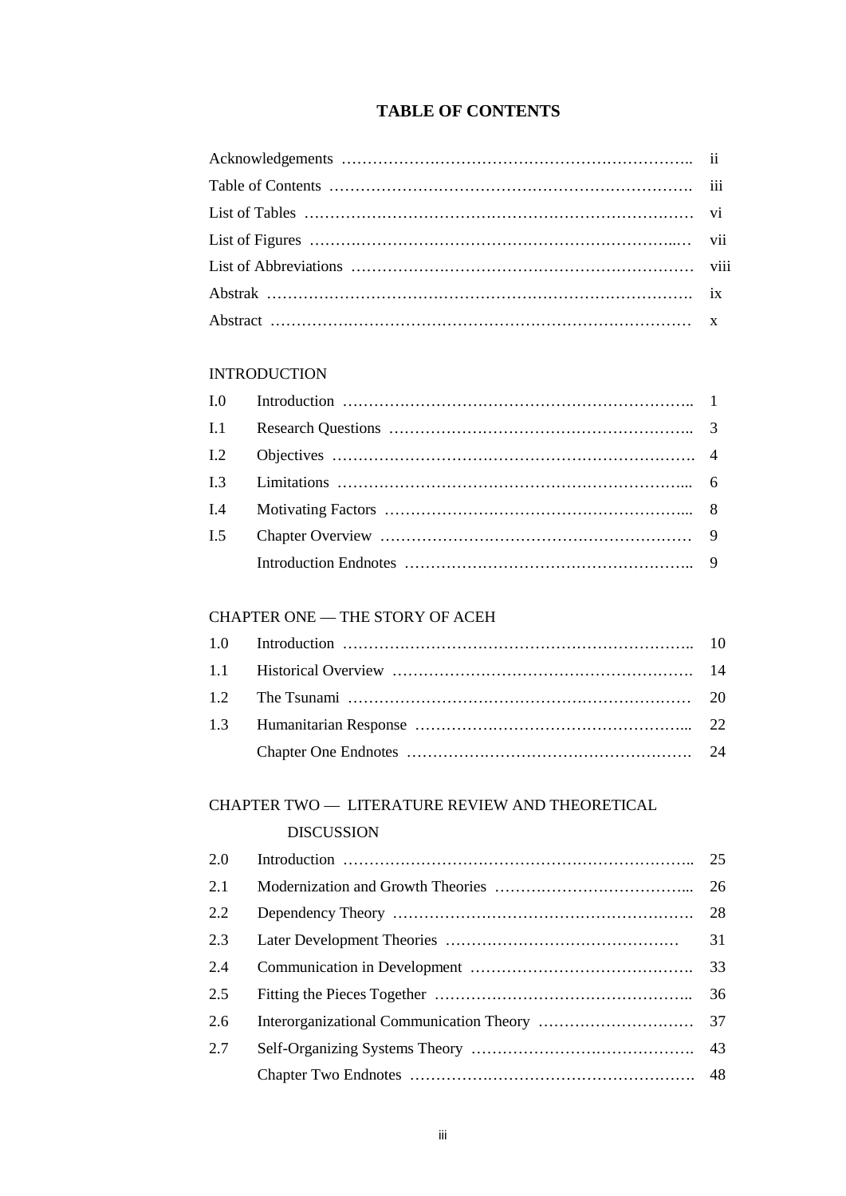# TABLE OF CONTENTS

| | | |
|---|---|---|
| Acknowledgements | | ii |
| Table of Contents | | iii |
| List of Tables | | vi |
| List of Figures | | vii |
| List of Abbreviations | | viii |
| Abstrak | | ix |
| Abstract | | x |

INTRODUCTION

| | | |
|---|---|---|
| I.0 | Introduction | 1 |
| I.1 | Research Questions | 3 |
| I.2 | Objectives | 4 |
| I.3 | Limitations | 6 |
| I.4 | Motivating Factors | 8 |
| I.5 | Chapter Overview | 9 |
| | Introduction Endnotes | 9 |

CHAPTER ONE — THE STORY OF ACEH

| | | |
|---|---|---|
| 1.0 | Introduction | 10 |
| 1.1 | Historical Overview | 14 |
| 1.2 | The Tsunami | 20 |
| 1.3 | Humanitarian Response | 22 |
| | Chapter One Endnotes | 24 |

CHAPTER TWO — LITERATURE REVIEW AND THEORETICAL DISCUSSION

| | | |
|---|---|---|
| 2.0 | Introduction | 25 |
| 2.1 | Modernization and Growth Theories | 26 |
| 2.2 | Dependency Theory | 28 |
| 2.3 | Later Development Theories | 31 |
| 2.4 | Communication in Development | 33 |
| 2.5 | Fitting the Pieces Together | 36 |
| 2.6 | Interorganizational Communication Theory | 37 |
| 2.7 | Self-Organizing Systems Theory | 43 |
| | Chapter Two Endnotes | 48 |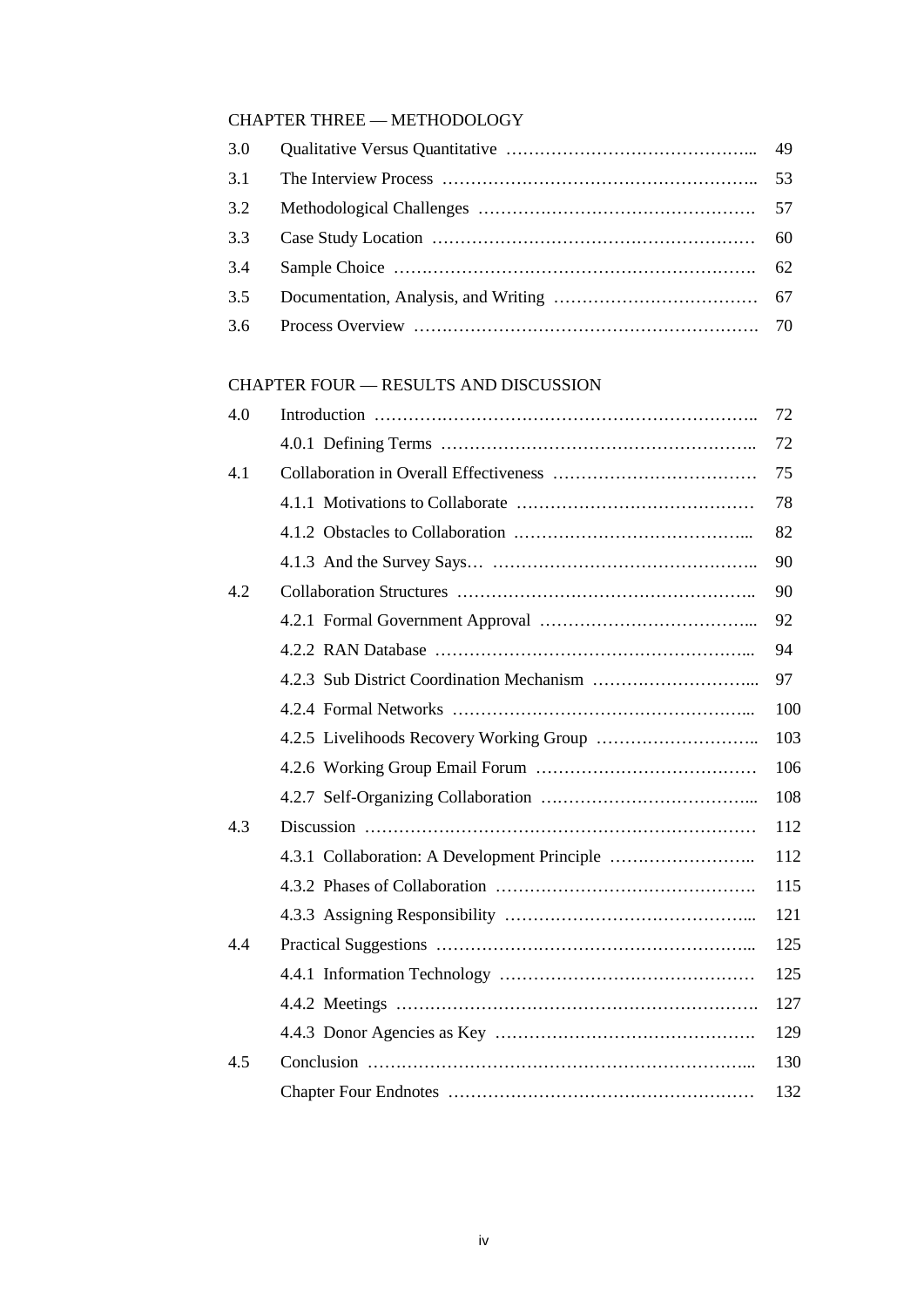CHAPTER THREE — METHODOLOGY

| | | |
|---|---|---|
| 3.0 | Qualitative Versus Quantitative …………………………………….. | 49 |
| 3.1 | The Interview Process …………………………………………….. | 53 |
| 3.2 | Methodological Challenges …………………………………………. | 57 |
| 3.3 | Case Study Location ………………………………………………… | 60 |
| 3.4 | Sample Choice ………………………………………………………. | 62 |
| 3.5 | Documentation, Analysis, and Writing ……………………………… | 67 |
| 3.6 | Process Overview ……………………………………………………. | 70 |

CHAPTER FOUR — RESULTS AND DISCUSSION

| | | |
|---|---|---|
| 4.0 | Introduction ………………………………………………………….. | 72 |
| | 4.0.1 Defining Terms ……………………………………………….. | 72 |
| 4.1 | Collaboration in Overall Effectiveness ……………………………… | 75 |
| | 4.1.1 Motivations to Collaborate …………………………………… | 78 |
| | 4.1.2 Obstacles to Collaboration …………………………………... | 82 |
| | 4.1.3 And the Survey Says… ……………………………………….. | 90 |
| 4.2 | Collaboration Structures …………………………………………….. | 90 |
| | 4.2.1 Formal Government Approval ………………………………... | 92 |
| | 4.2.2 RAN Database ………………………………………………... | 94 |
| | 4.2.3 Sub District Coordination Mechanism ………………………... | 97 |
| | 4.2.4 Formal Networks ……………………………………………... | 100 |
| | 4.2.5 Livelihoods Recovery Working Group ……………………….. | 103 |
| | 4.2.6 Working Group Email Forum ………………………………… | 106 |
| | 4.2.7 Self-Organizing Collaboration ………………………………... | 108 |
| 4.3 | Discussion …………………………………………………………… | 112 |
| | 4.3.1 Collaboration: A Development Principle …………………….. | 112 |
| | 4.3.2 Phases of Collaboration ………………………………………. | 115 |
| | 4.3.3 Assigning Responsibility ……………………………………... | 121 |
| 4.4 | Practical Suggestions ………………………………………………... | 125 |
| | 4.4.1 Information Technology ……………………………………… | 125 |
| | 4.4.2 Meetings ……………………………………………………… | 127 |
| | 4.4.3 Donor Agencies as Key ………………………………………. | 129 |
| 4.5 | Conclusion …………………………………………………………... | 130 |
| | Chapter Four Endnotes ……………………………………………… | 132 |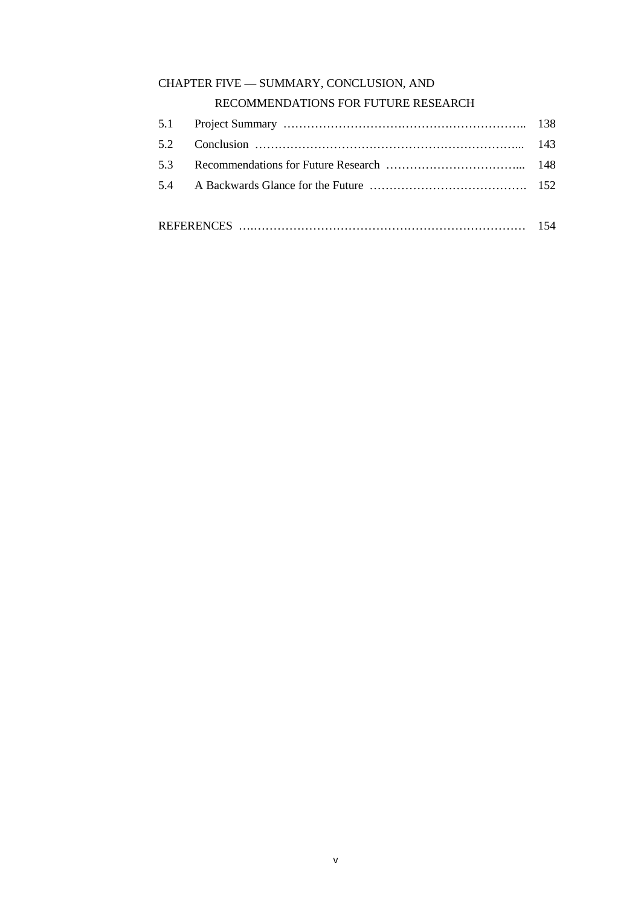CHAPTER FIVE — SUMMARY, CONCLUSION, AND RECOMMENDATIONS FOR FUTURE RESEARCH

| | | |
|---|---|---|
| 5.1 | Project Summary | 138 |
| 5.2 | Conclusion | 143 |
| 5.3 | Recommendations for Future Research | 148 |
| 5.4 | A Backwards Glance for the Future | 152 |

REFERENCES ........ 154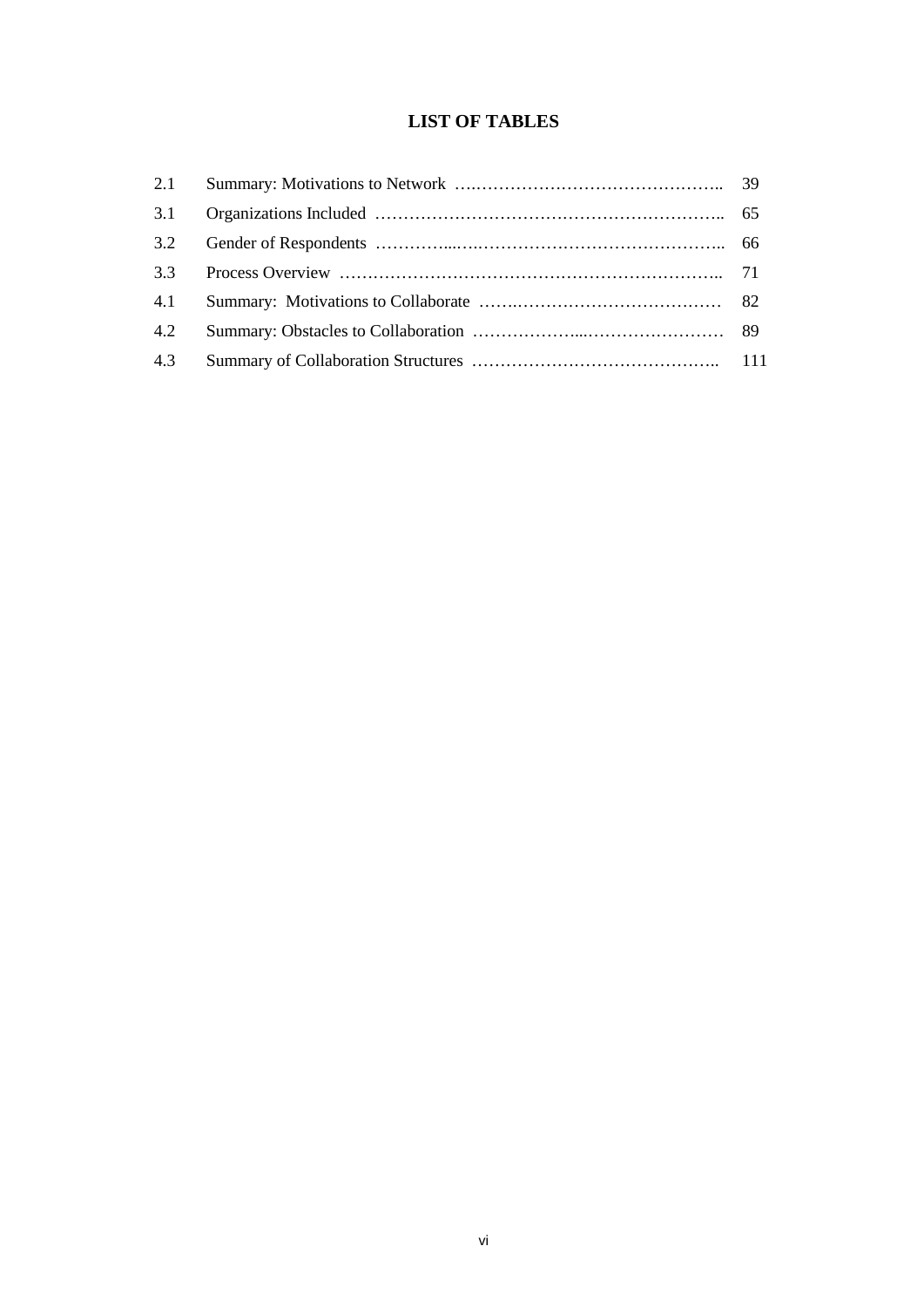# LIST OF TABLES

| | | |
|---|---|---|
| 2.1 | Summary: Motivations to Network | 39 |
| 3.1 | Organizations Included | 65 |
| 3.2 | Gender of Respondents | 66 |
| 3.3 | Process Overview | 71 |
| 4.1 | Summary: Motivations to Collaborate | 82 |
| 4.2 | Summary: Obstacles to Collaboration | 89 |
| 4.3 | Summary of Collaboration Structures | 111 |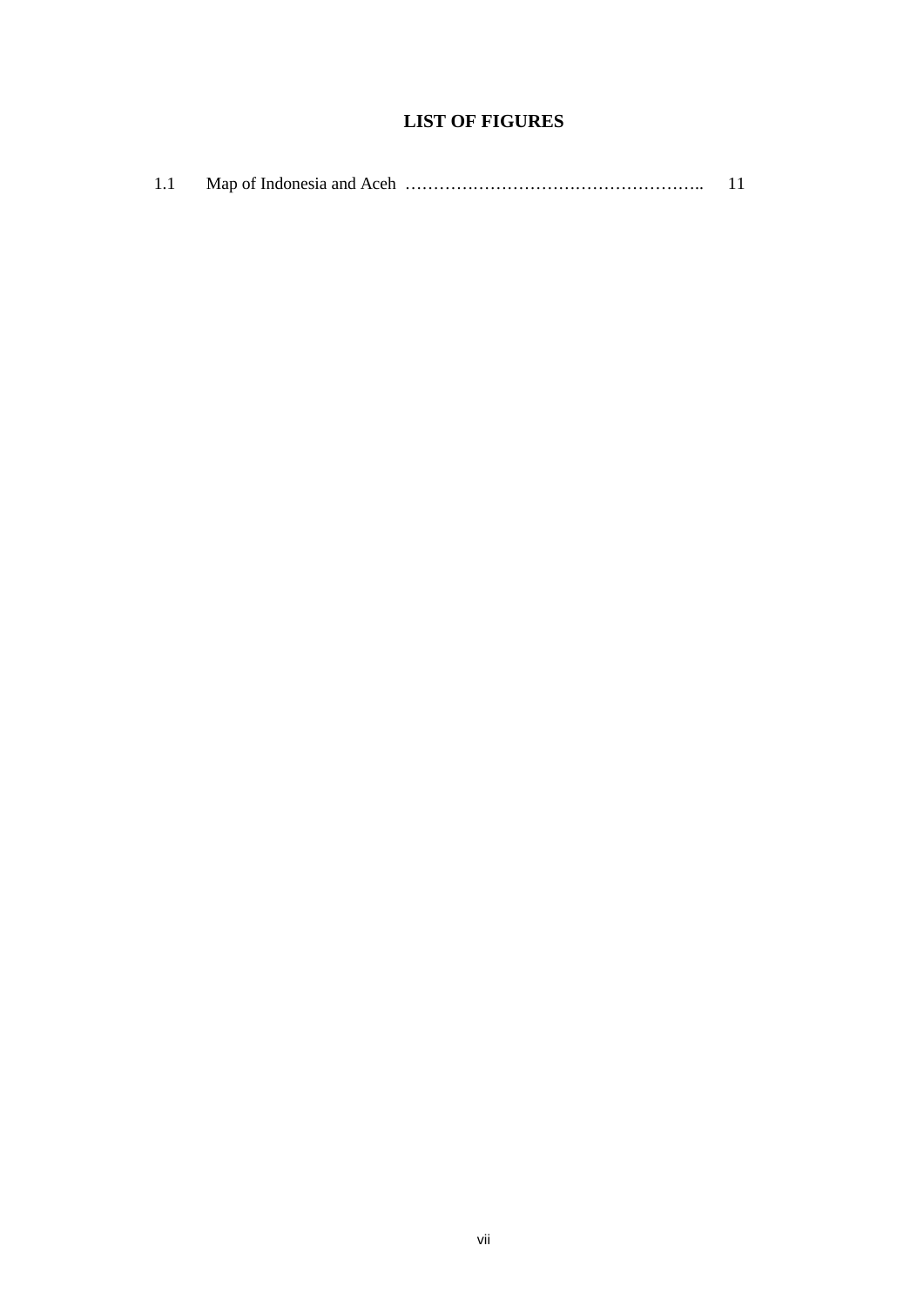# LIST OF FIGURES

1.1 Map of Indonesia and Aceh …………………………………………….. 11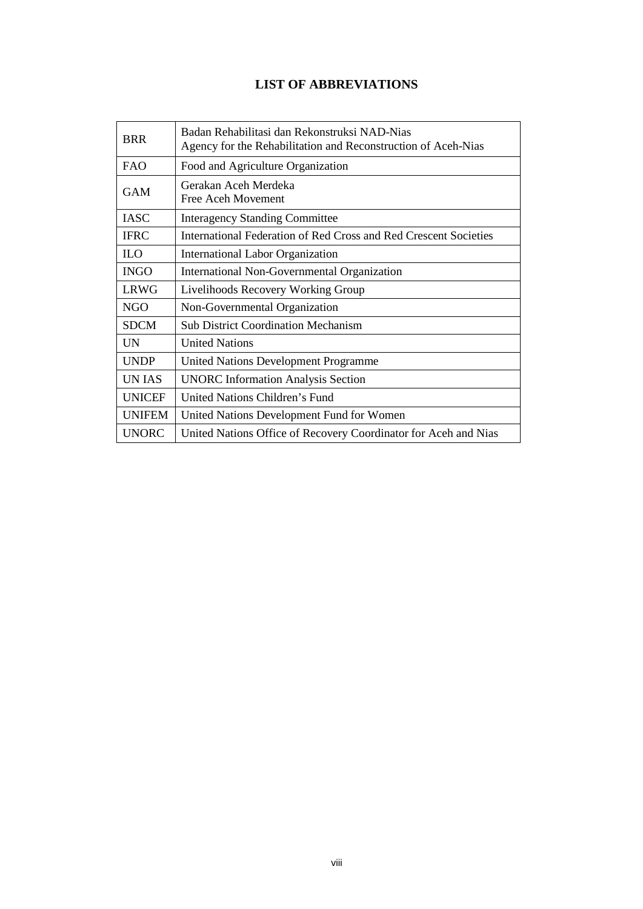# LIST OF ABBREVIATIONS

| | |
|---|---|
| BRR | Badan Rehabilitasi dan Rekonstruksi NAD-Nias<br>Agency for the Rehabilitation and Reconstruction of Aceh-Nias |
| FAO | Food and Agriculture Organization |
| GAM | Gerakan Aceh Merdeka<br>Free Aceh Movement |
| IASC | Interagency Standing Committee |
| IFRC | International Federation of Red Cross and Red Crescent Societies |
| ILO | International Labor Organization |
| INGO | International Non-Governmental Organization |
| LRWG | Livelihoods Recovery Working Group |
| NGO | Non-Governmental Organization |
| SDCM | Sub District Coordination Mechanism |
| UN | United Nations |
| UNDP | United Nations Development Programme |
| UN IAS | UNORC Information Analysis Section |
| UNICEF | United Nations Children's Fund |
| UNIFEM | United Nations Development Fund for Women |
| UNORC | United Nations Office of Recovery Coordinator for Aceh and Nias |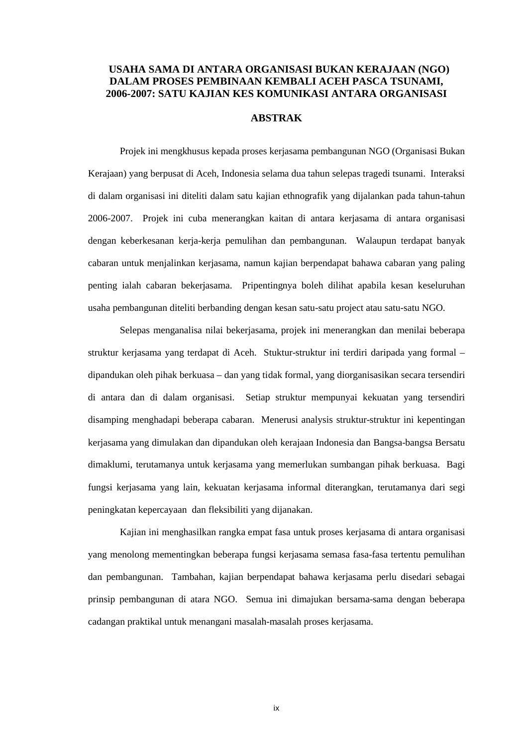# USAHA SAMA DI ANTARA ORGANISASI BUKAN KERAJAAN (NGO) DALAM PROSES PEMBINAAN KEMBALI ACEH PASCA TSUNAMI, 2006-2007: SATU KAJIAN KES KOMUNIKASI ANTARA ORGANISASI

## ABSTRAK

Projek ini mengkhusus kepada proses kerjasama pembangunan NGO (Organisasi Bukan Kerajaan) yang berpusat di Aceh, Indonesia selama dua tahun selepas tragedi tsunami. Interaksi di dalam organisasi ini diteliti dalam satu kajian ethnografik yang dijalankan pada tahun-tahun 2006-2007. Projek ini cuba menerangkan kaitan di antara kerjasama di antara organisasi dengan keberkesanan kerja-kerja pemulihan dan pembangunan. Walaupun terdapat banyak cabaran untuk menjalinkan kerjasama, namun kajian berpendapat bahawa cabaran yang paling penting ialah cabaran bekerjasama. Pripentingnya boleh dilihat apabila kesan keseluruhan usaha pembangunan diteliti berbanding dengan kesan satu-satu project atau satu-satu NGO.

Selepas menganalisa nilai bekerjasama, projek ini menerangkan dan menilai beberapa struktur kerjasama yang terdapat di Aceh. Stuktur-struktur ini terdiri daripada yang formal – dipandukan oleh pihak berkuasa – dan yang tidak formal, yang diorganisasikan secara tersendiri di antara dan di dalam organisasi. Setiap struktur mempunyai kekuatan yang tersendiri disamping menghadapi beberapa cabaran. Menerusi analysis struktur-struktur ini kepentingan kerjasama yang dimulakan dan dipandukan oleh kerajaan Indonesia dan Bangsa-bangsa Bersatu dimaklumi, terutamanya untuk kerjasama yang memerlukan sumbangan pihak berkuasa. Bagi fungsi kerjasama yang lain, kekuatan kerjasama informal diterangkan, terutamanya dari segi peningkatan kepercayaan dan fleksibiliti yang dijanakan.

Kajian ini menghasilkan rangka empat fasa untuk proses kerjasama di antara organisasi yang menolong mementingkan beberapa fungsi kerjasama semasa fasa-fasa tertentu pemulihan dan pembangunan. Tambahan, kajian berpendapat bahawa kerjasama perlu disedari sebagai prinsip pembangunan di atara NGO. Semua ini dimajukan bersama-sama dengan beberapa cadangan praktikal untuk menangani masalah-masalah proses kerjasama.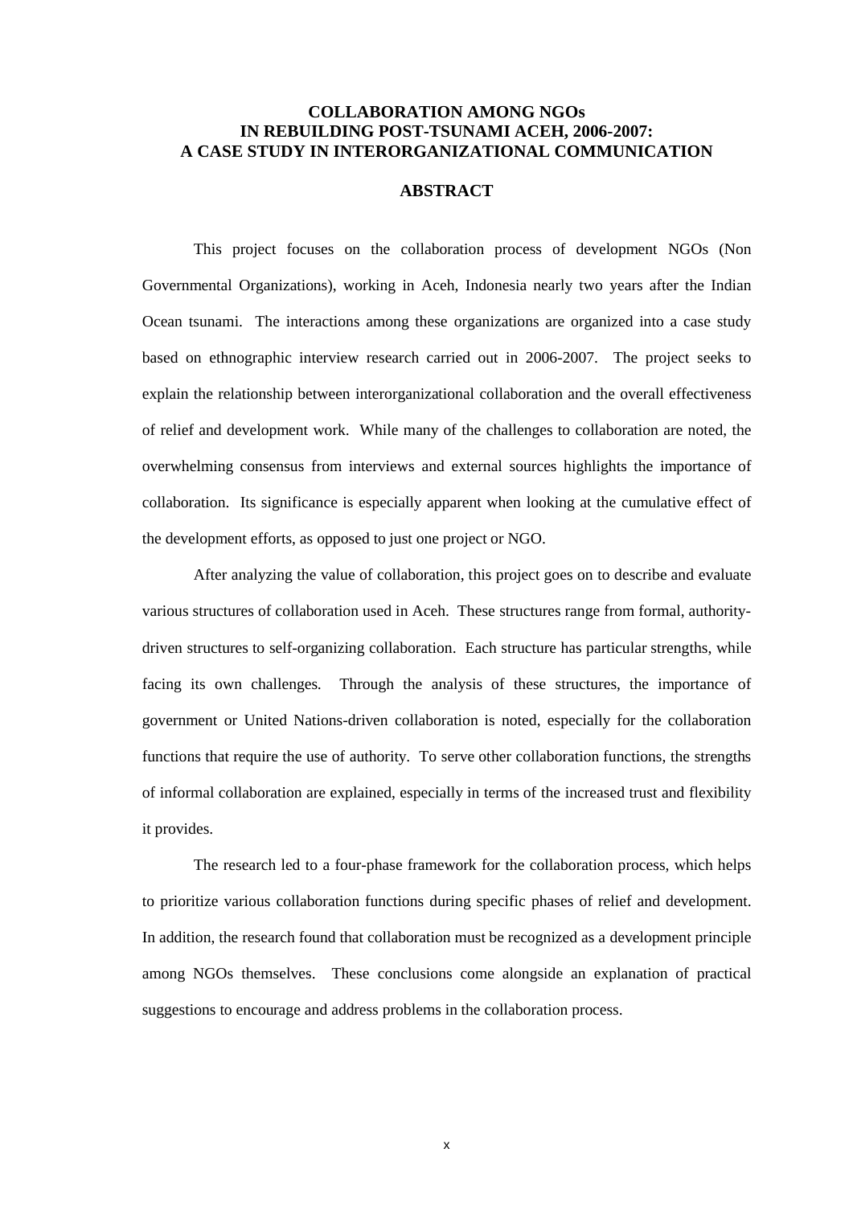# COLLABORATION AMONG NGOs IN REBUILDING POST-TSUNAMI ACEH, 2006-2007: A CASE STUDY IN INTERORGANIZATIONAL COMMUNICATION

## ABSTRACT

This project focuses on the collaboration process of development NGOs (Non Governmental Organizations), working in Aceh, Indonesia nearly two years after the Indian Ocean tsunami. The interactions among these organizations are organized into a case study based on ethnographic interview research carried out in 2006-2007. The project seeks to explain the relationship between interorganizational collaboration and the overall effectiveness of relief and development work. While many of the challenges to collaboration are noted, the overwhelming consensus from interviews and external sources highlights the importance of collaboration. Its significance is especially apparent when looking at the cumulative effect of the development efforts, as opposed to just one project or NGO.

After analyzing the value of collaboration, this project goes on to describe and evaluate various structures of collaboration used in Aceh. These structures range from formal, authority-driven structures to self-organizing collaboration. Each structure has particular strengths, while facing its own challenges. Through the analysis of these structures, the importance of government or United Nations-driven collaboration is noted, especially for the collaboration functions that require the use of authority. To serve other collaboration functions, the strengths of informal collaboration are explained, especially in terms of the increased trust and flexibility it provides.

The research led to a four-phase framework for the collaboration process, which helps to prioritize various collaboration functions during specific phases of relief and development. In addition, the research found that collaboration must be recognized as a development principle among NGOs themselves. These conclusions come alongside an explanation of practical suggestions to encourage and address problems in the collaboration process.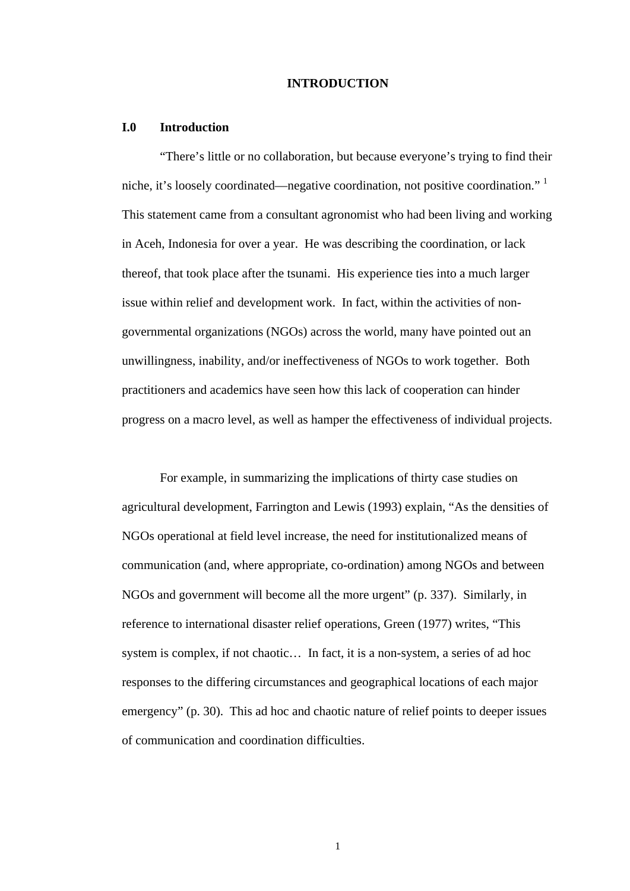# INTRODUCTION

## I.0 Introduction

"There's little or no collaboration, but because everyone's trying to find their niche, it's loosely coordinated—negative coordination, not positive coordination." [1] This statement came from a consultant agronomist who had been living and working in Aceh, Indonesia for over a year. He was describing the coordination, or lack thereof, that took place after the tsunami. His experience ties into a much larger issue within relief and development work. In fact, within the activities of non-governmental organizations (NGOs) across the world, many have pointed out an unwillingness, inability, and/or ineffectiveness of NGOs to work together. Both practitioners and academics have seen how this lack of cooperation can hinder progress on a macro level, as well as hamper the effectiveness of individual projects.

For example, in summarizing the implications of thirty case studies on agricultural development, Farrington and Lewis (1993) explain, "As the densities of NGOs operational at field level increase, the need for institutionalized means of communication (and, where appropriate, co-ordination) among NGOs and between NGOs and government will become all the more urgent" (p. 337). Similarly, in reference to international disaster relief operations, Green (1977) writes, "This system is complex, if not chaotic… In fact, it is a non-system, a series of ad hoc responses to the differing circumstances and geographical locations of each major emergency" (p. 30). This ad hoc and chaotic nature of relief points to deeper issues of communication and coordination difficulties.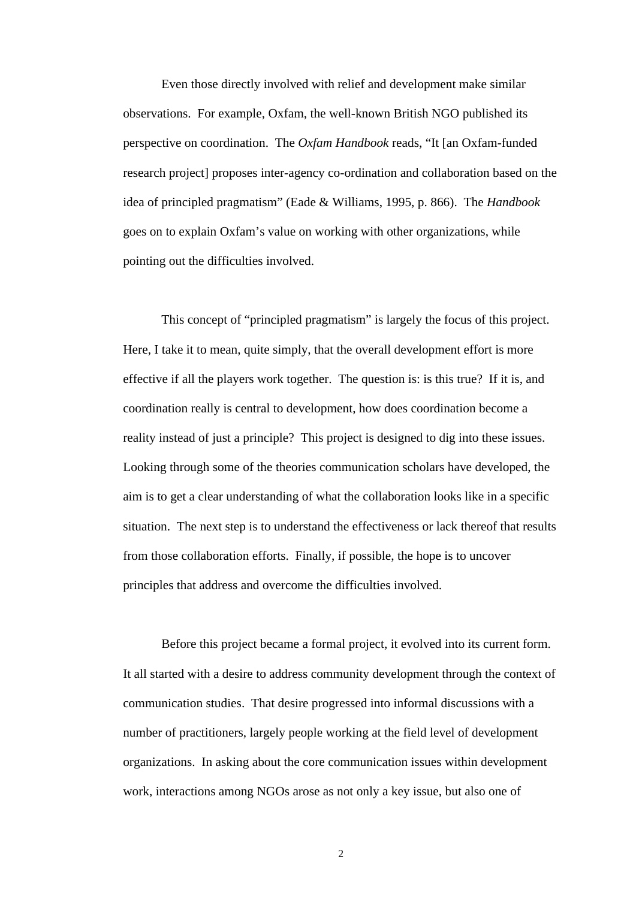Even those directly involved with relief and development make similar observations. For example, Oxfam, the well-known British NGO published its perspective on coordination. The *Oxfam Handbook* reads, "It [an Oxfam-funded research project] proposes inter-agency co-ordination and collaboration based on the idea of principled pragmatism" (Eade & Williams, 1995, p. 866). The *Handbook* goes on to explain Oxfam's value on working with other organizations, while pointing out the difficulties involved.

This concept of "principled pragmatism" is largely the focus of this project. Here, I take it to mean, quite simply, that the overall development effort is more effective if all the players work together. The question is: is this true? If it is, and coordination really is central to development, how does coordination become a reality instead of just a principle? This project is designed to dig into these issues. Looking through some of the theories communication scholars have developed, the aim is to get a clear understanding of what the collaboration looks like in a specific situation. The next step is to understand the effectiveness or lack thereof that results from those collaboration efforts. Finally, if possible, the hope is to uncover principles that address and overcome the difficulties involved.

Before this project became a formal project, it evolved into its current form. It all started with a desire to address community development through the context of communication studies. That desire progressed into informal discussions with a number of practitioners, largely people working at the field level of development organizations. In asking about the core communication issues within development work, interactions among NGOs arose as not only a key issue, but also one of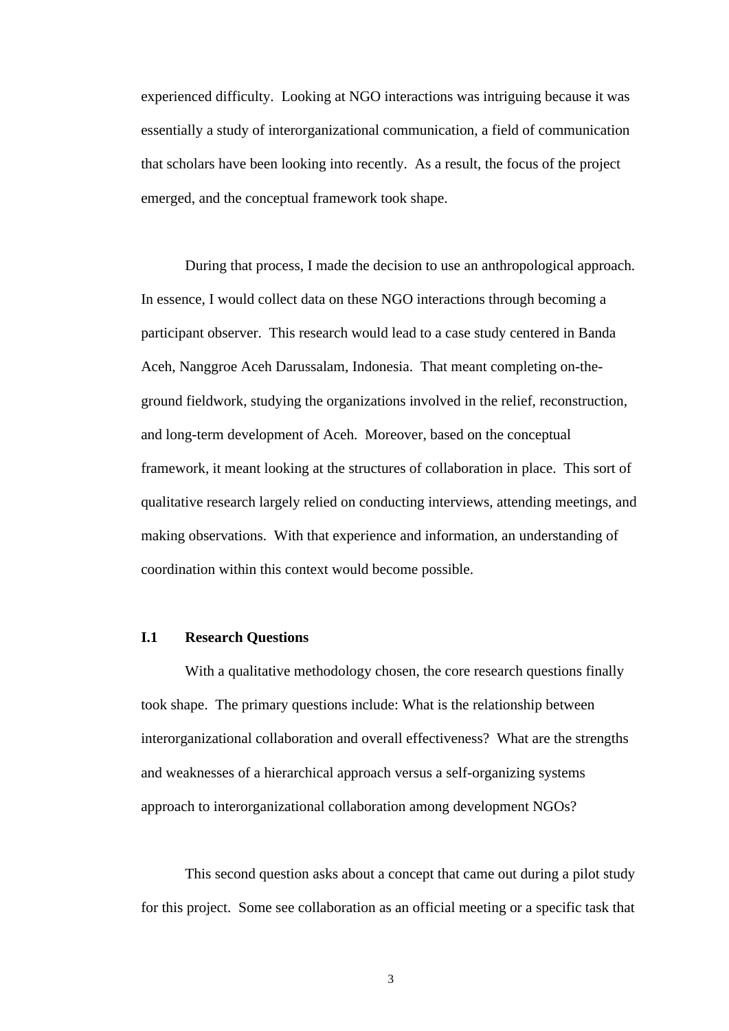experienced difficulty. Looking at NGO interactions was intriguing because it was essentially a study of interorganizational communication, a field of communication that scholars have been looking into recently. As a result, the focus of the project emerged, and the conceptual framework took shape.

During that process, I made the decision to use an anthropological approach. In essence, I would collect data on these NGO interactions through becoming a participant observer. This research would lead to a case study centered in Banda Aceh, Nanggroe Aceh Darussalam, Indonesia. That meant completing on-the-ground fieldwork, studying the organizations involved in the relief, reconstruction, and long-term development of Aceh. Moreover, based on the conceptual framework, it meant looking at the structures of collaboration in place. This sort of qualitative research largely relied on conducting interviews, attending meetings, and making observations. With that experience and information, an understanding of coordination within this context would become possible.

### I.1 Research Questions

With a qualitative methodology chosen, the core research questions finally took shape. The primary questions include: What is the relationship between interorganizational collaboration and overall effectiveness? What are the strengths and weaknesses of a hierarchical approach versus a self-organizing systems approach to interorganizational collaboration among development NGOs?

This second question asks about a concept that came out during a pilot study for this project. Some see collaboration as an official meeting or a specific task that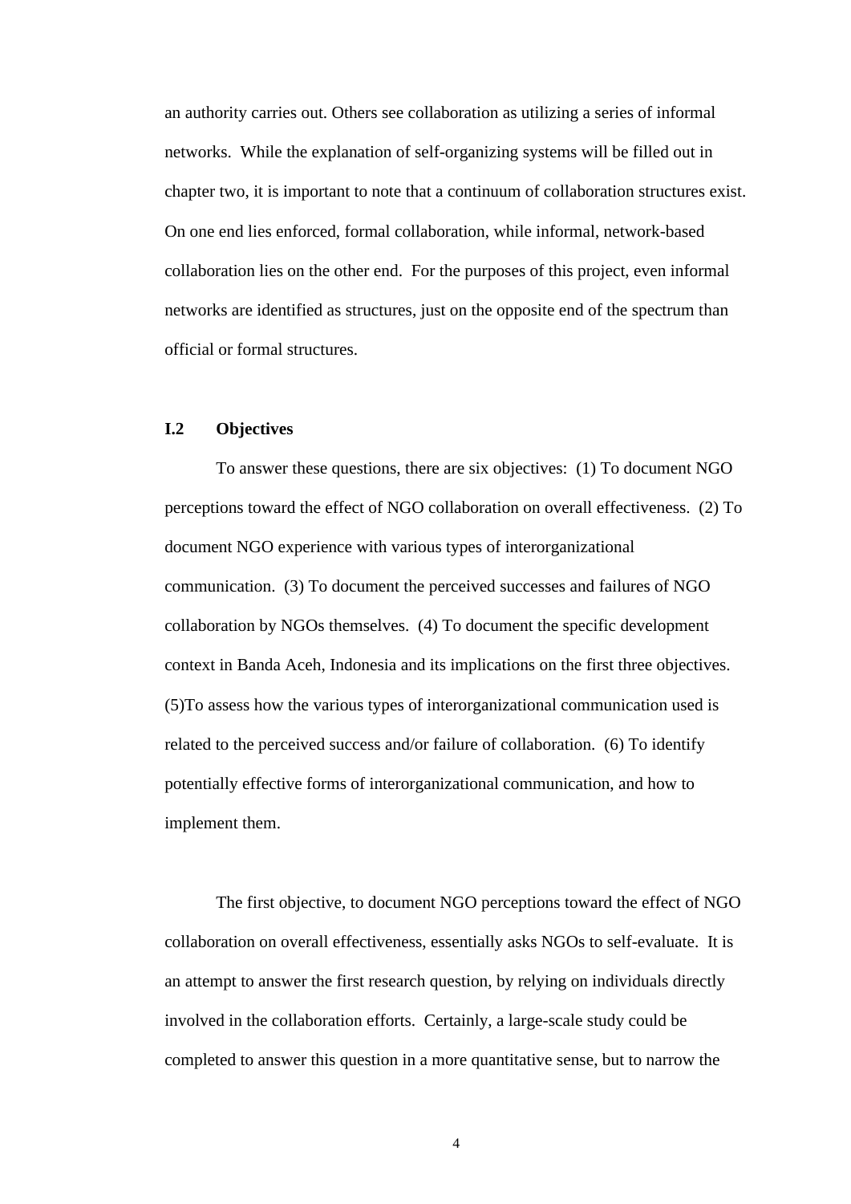an authority carries out. Others see collaboration as utilizing a series of informal networks. While the explanation of self-organizing systems will be filled out in chapter two, it is important to note that a continuum of collaboration structures exist. On one end lies enforced, formal collaboration, while informal, network-based collaboration lies on the other end. For the purposes of this project, even informal networks are identified as structures, just on the opposite end of the spectrum than official or formal structures.

## I.2 Objectives

To answer these questions, there are six objectives: (1) To document NGO perceptions toward the effect of NGO collaboration on overall effectiveness. (2) To document NGO experience with various types of interorganizational communication. (3) To document the perceived successes and failures of NGO collaboration by NGOs themselves. (4) To document the specific development context in Banda Aceh, Indonesia and its implications on the first three objectives. (5)To assess how the various types of interorganizational communication used is related to the perceived success and/or failure of collaboration. (6) To identify potentially effective forms of interorganizational communication, and how to implement them.

The first objective, to document NGO perceptions toward the effect of NGO collaboration on overall effectiveness, essentially asks NGOs to self-evaluate. It is an attempt to answer the first research question, by relying on individuals directly involved in the collaboration efforts. Certainly, a large-scale study could be completed to answer this question in a more quantitative sense, but to narrow the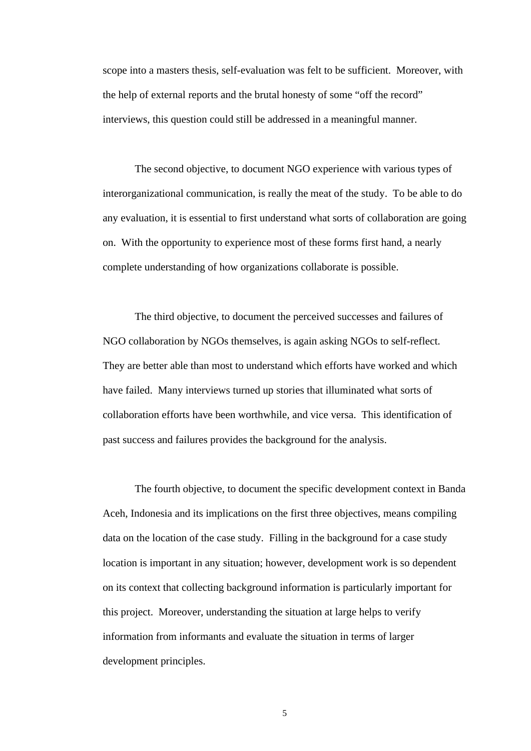scope into a masters thesis, self-evaluation was felt to be sufficient. Moreover, with the help of external reports and the brutal honesty of some "off the record" interviews, this question could still be addressed in a meaningful manner.

The second objective, to document NGO experience with various types of interorganizational communication, is really the meat of the study. To be able to do any evaluation, it is essential to first understand what sorts of collaboration are going on. With the opportunity to experience most of these forms first hand, a nearly complete understanding of how organizations collaborate is possible.

The third objective, to document the perceived successes and failures of NGO collaboration by NGOs themselves, is again asking NGOs to self-reflect. They are better able than most to understand which efforts have worked and which have failed. Many interviews turned up stories that illuminated what sorts of collaboration efforts have been worthwhile, and vice versa. This identification of past success and failures provides the background for the analysis.

The fourth objective, to document the specific development context in Banda Aceh, Indonesia and its implications on the first three objectives, means compiling data on the location of the case study. Filling in the background for a case study location is important in any situation; however, development work is so dependent on its context that collecting background information is particularly important for this project. Moreover, understanding the situation at large helps to verify information from informants and evaluate the situation in terms of larger development principles.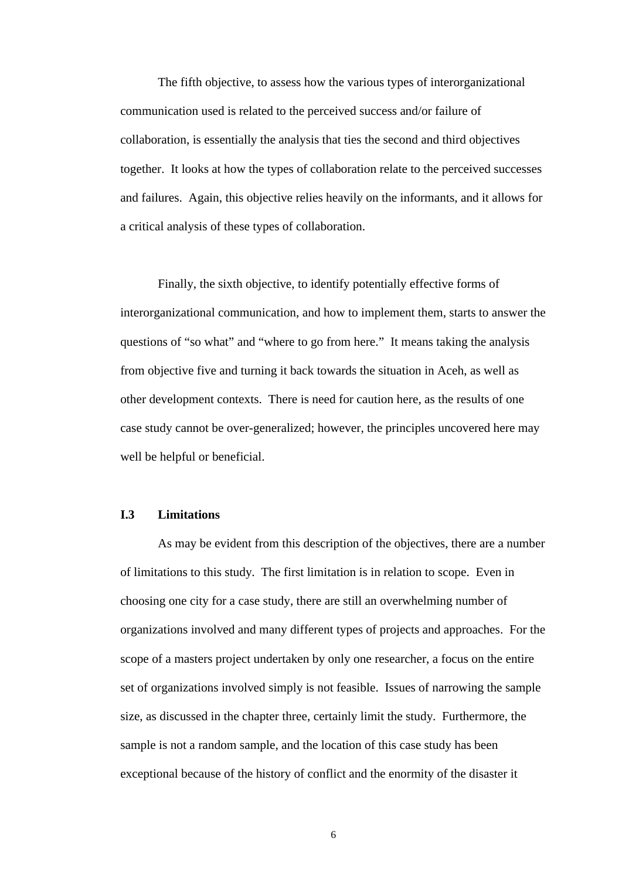The fifth objective, to assess how the various types of interorganizational communication used is related to the perceived success and/or failure of collaboration, is essentially the analysis that ties the second and third objectives together. It looks at how the types of collaboration relate to the perceived successes and failures. Again, this objective relies heavily on the informants, and it allows for a critical analysis of these types of collaboration.

Finally, the sixth objective, to identify potentially effective forms of interorganizational communication, and how to implement them, starts to answer the questions of "so what" and "where to go from here." It means taking the analysis from objective five and turning it back towards the situation in Aceh, as well as other development contexts. There is need for caution here, as the results of one case study cannot be over-generalized; however, the principles uncovered here may well be helpful or beneficial.

### I.3 Limitations

As may be evident from this description of the objectives, there are a number of limitations to this study. The first limitation is in relation to scope. Even in choosing one city for a case study, there are still an overwhelming number of organizations involved and many different types of projects and approaches. For the scope of a masters project undertaken by only one researcher, a focus on the entire set of organizations involved simply is not feasible. Issues of narrowing the sample size, as discussed in the chapter three, certainly limit the study. Furthermore, the sample is not a random sample, and the location of this case study has been exceptional because of the history of conflict and the enormity of the disaster it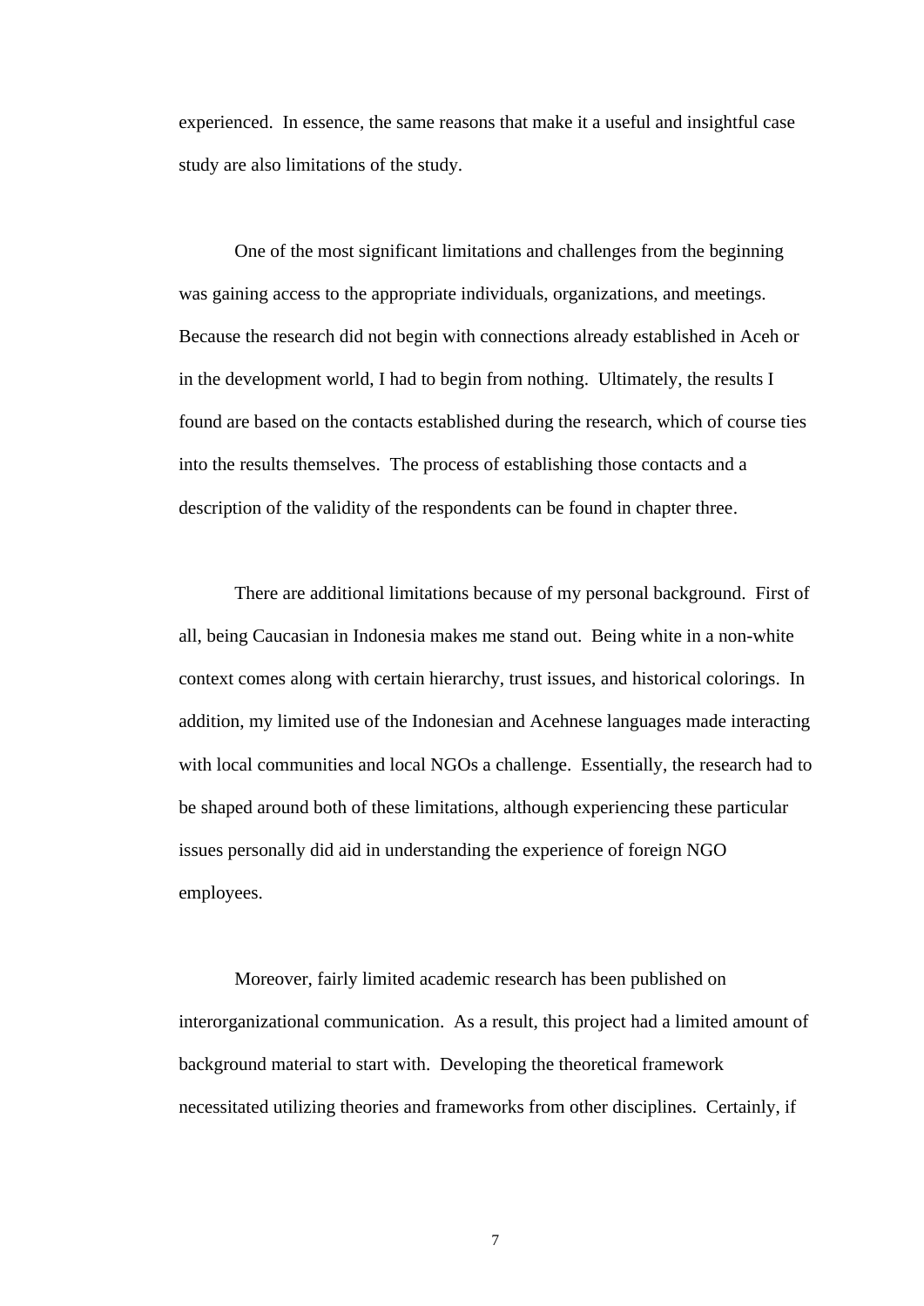experienced. In essence, the same reasons that make it a useful and insightful case study are also limitations of the study.

One of the most significant limitations and challenges from the beginning was gaining access to the appropriate individuals, organizations, and meetings. Because the research did not begin with connections already established in Aceh or in the development world, I had to begin from nothing. Ultimately, the results I found are based on the contacts established during the research, which of course ties into the results themselves. The process of establishing those contacts and a description of the validity of the respondents can be found in chapter three.

There are additional limitations because of my personal background. First of all, being Caucasian in Indonesia makes me stand out. Being white in a non-white context comes along with certain hierarchy, trust issues, and historical colorings. In addition, my limited use of the Indonesian and Acehnese languages made interacting with local communities and local NGOs a challenge. Essentially, the research had to be shaped around both of these limitations, although experiencing these particular issues personally did aid in understanding the experience of foreign NGO employees.

Moreover, fairly limited academic research has been published on interorganizational communication. As a result, this project had a limited amount of background material to start with. Developing the theoretical framework necessitated utilizing theories and frameworks from other disciplines. Certainly, if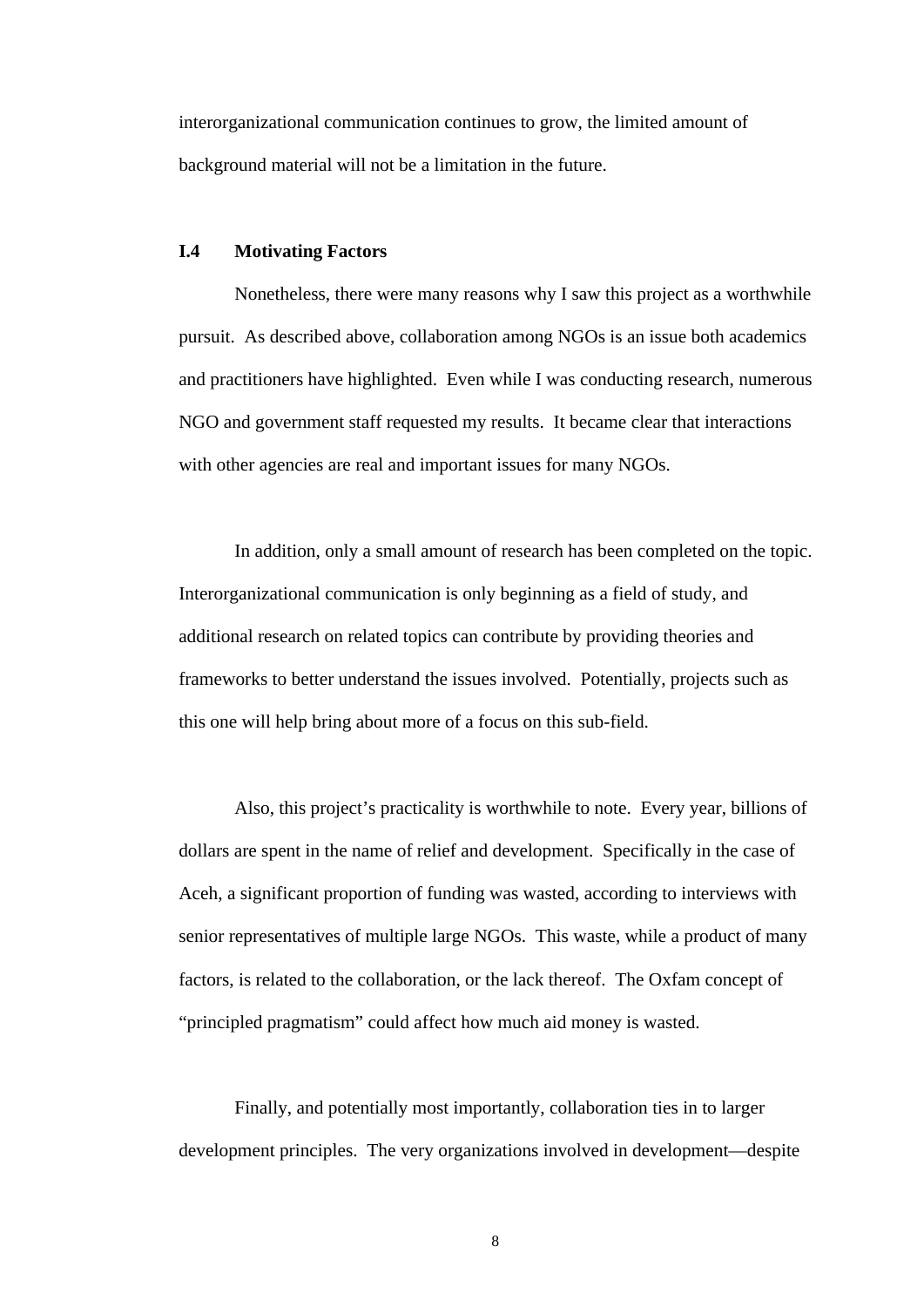interorganizational communication continues to grow, the limited amount of background material will not be a limitation in the future.

### I.4 Motivating Factors

Nonetheless, there were many reasons why I saw this project as a worthwhile pursuit. As described above, collaboration among NGOs is an issue both academics and practitioners have highlighted. Even while I was conducting research, numerous NGO and government staff requested my results. It became clear that interactions with other agencies are real and important issues for many NGOs.

In addition, only a small amount of research has been completed on the topic. Interorganizational communication is only beginning as a field of study, and additional research on related topics can contribute by providing theories and frameworks to better understand the issues involved. Potentially, projects such as this one will help bring about more of a focus on this sub-field.

Also, this project's practicality is worthwhile to note. Every year, billions of dollars are spent in the name of relief and development. Specifically in the case of Aceh, a significant proportion of funding was wasted, according to interviews with senior representatives of multiple large NGOs. This waste, while a product of many factors, is related to the collaboration, or the lack thereof. The Oxfam concept of "principled pragmatism" could affect how much aid money is wasted.

Finally, and potentially most importantly, collaboration ties in to larger development principles. The very organizations involved in development—despite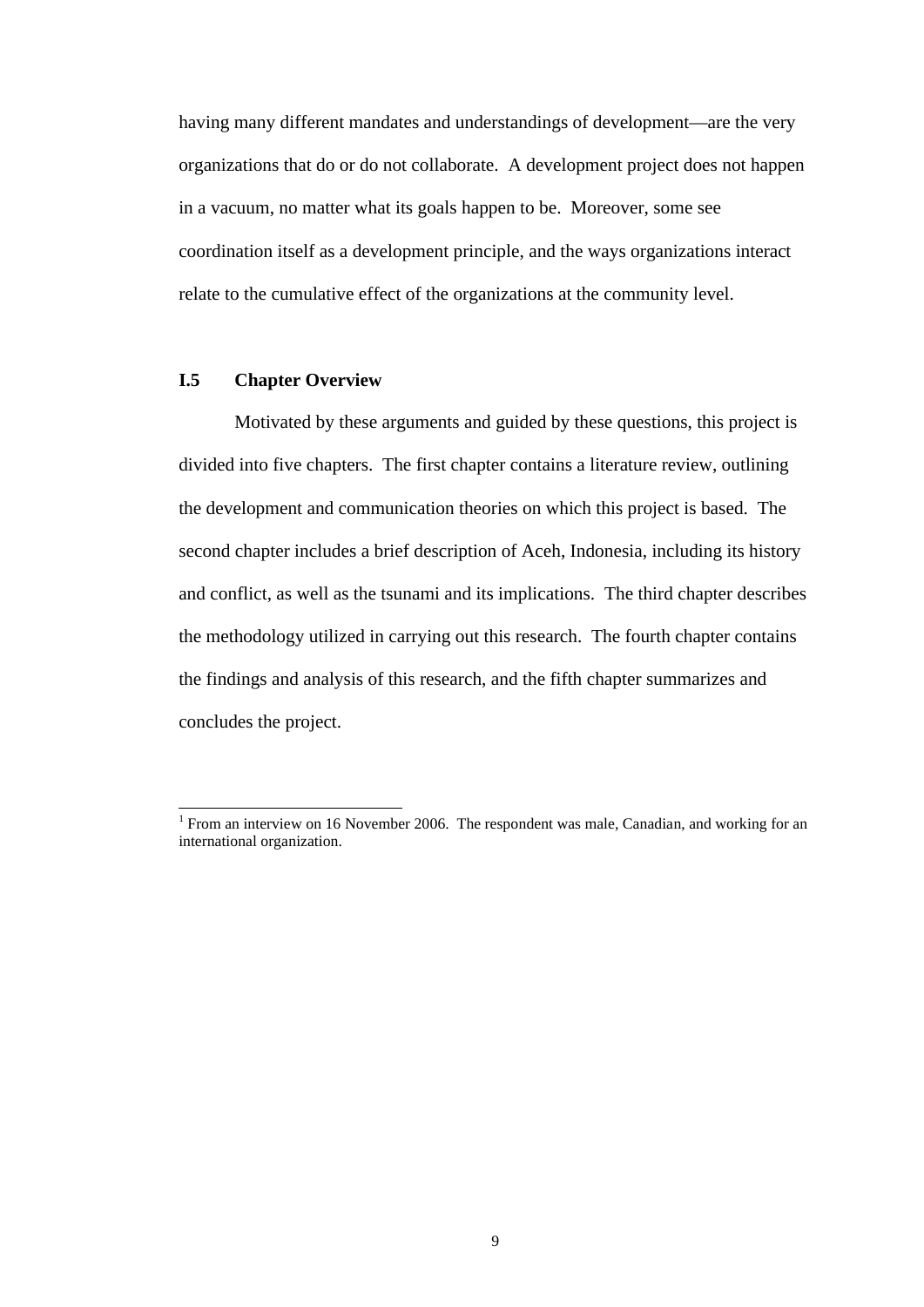having many different mandates and understandings of development—are the very organizations that do or do not collaborate. A development project does not happen in a vacuum, no matter what its goals happen to be. Moreover, some see coordination itself as a development principle, and the ways organizations interact relate to the cumulative effect of the organizations at the community level.

### I.5 Chapter Overview

Motivated by these arguments and guided by these questions, this project is divided into five chapters. The first chapter contains a literature review, outlining the development and communication theories on which this project is based. The second chapter includes a brief description of Aceh, Indonesia, including its history and conflict, as well as the tsunami and its implications. The third chapter describes the methodology utilized in carrying out this research. The fourth chapter contains the findings and analysis of this research, and the fifth chapter summarizes and concludes the project.

---

[1] From an interview on 16 November 2006. The respondent was male, Canadian, and working for an international organization.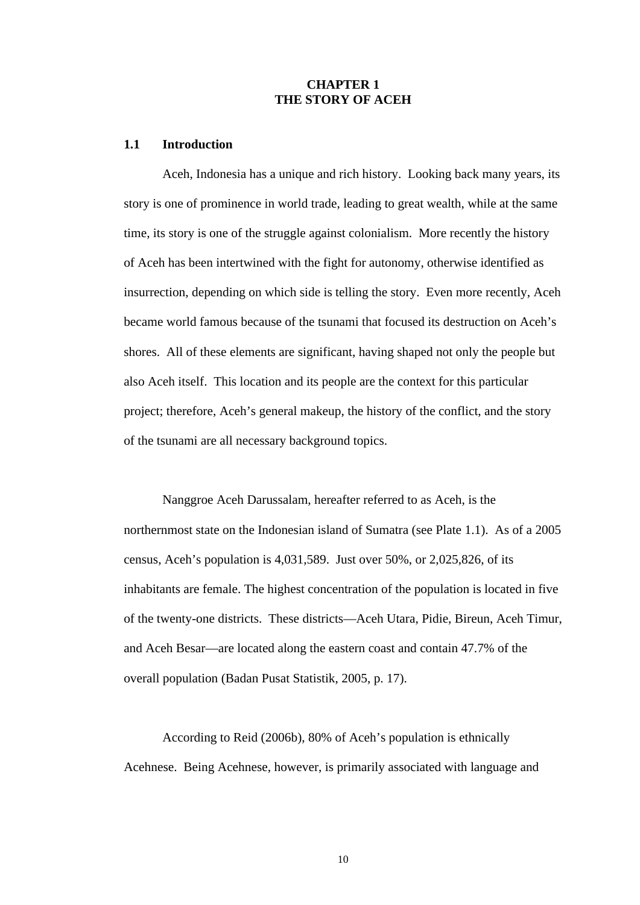# CHAPTER 1
# THE STORY OF ACEH

## 1.1 Introduction

Aceh, Indonesia has a unique and rich history. Looking back many years, its story is one of prominence in world trade, leading to great wealth, while at the same time, its story is one of the struggle against colonialism. More recently the history of Aceh has been intertwined with the fight for autonomy, otherwise identified as insurrection, depending on which side is telling the story. Even more recently, Aceh became world famous because of the tsunami that focused its destruction on Aceh's shores. All of these elements are significant, having shaped not only the people but also Aceh itself. This location and its people are the context for this particular project; therefore, Aceh's general makeup, the history of the conflict, and the story of the tsunami are all necessary background topics.

Nanggroe Aceh Darussalam, hereafter referred to as Aceh, is the northernmost state on the Indonesian island of Sumatra (see Plate 1.1). As of a 2005 census, Aceh's population is 4,031,589. Just over 50%, or 2,025,826, of its inhabitants are female. The highest concentration of the population is located in five of the twenty-one districts. These districts—Aceh Utara, Pidie, Bireun, Aceh Timur, and Aceh Besar—are located along the eastern coast and contain 47.7% of the overall population (Badan Pusat Statistik, 2005, p. 17).

According to Reid (2006b), 80% of Aceh's population is ethnically Acehnese. Being Acehnese, however, is primarily associated with language and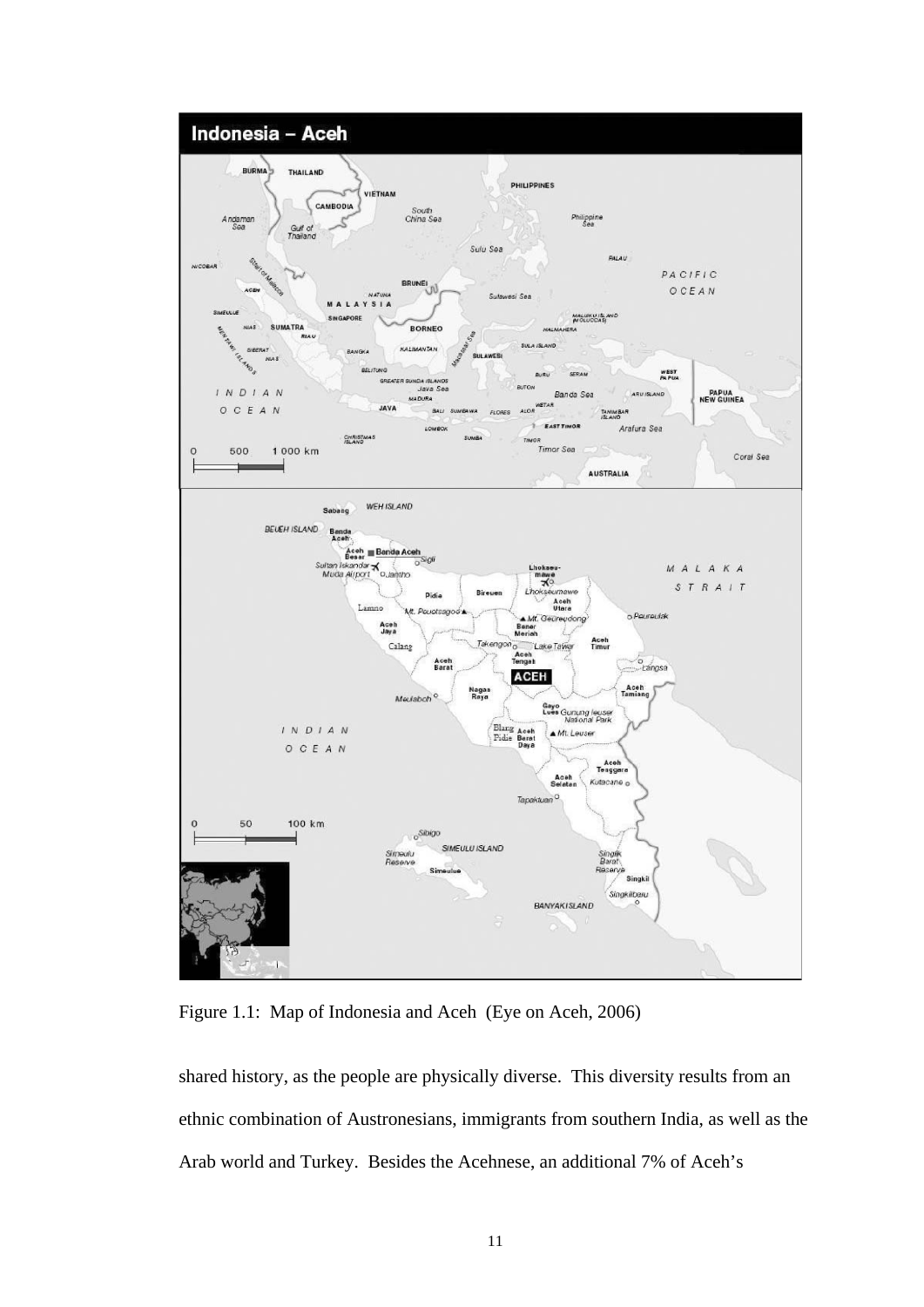Figure 1.1: Map of Indonesia and Aceh (Eye on Aceh, 2006)

shared history, as the people are physically diverse. This diversity results from an ethnic combination of Austronesians, immigrants from southern India, as well as the Arab world and Turkey. Besides the Acehnese, an additional 7% of Aceh's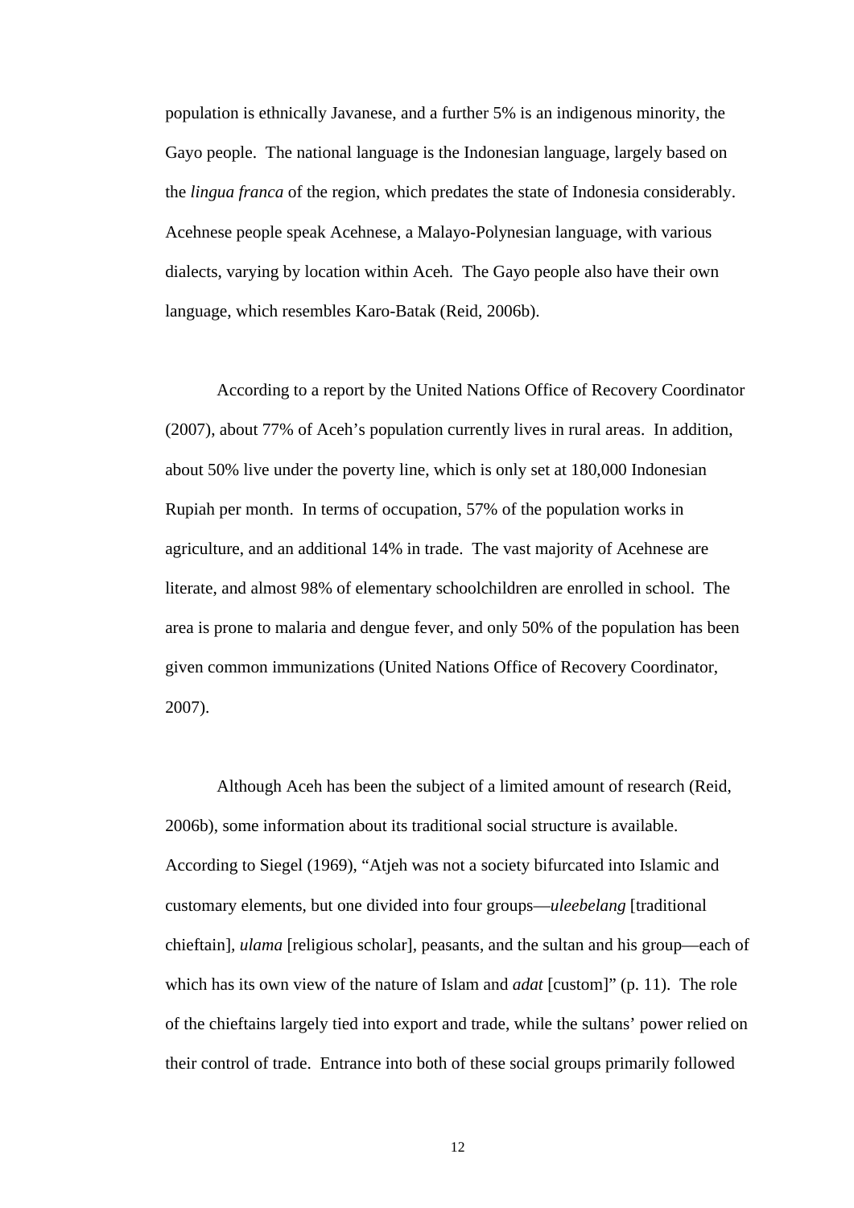population is ethnically Javanese, and a further 5% is an indigenous minority, the Gayo people. The national language is the Indonesian language, largely based on the *lingua franca* of the region, which predates the state of Indonesia considerably. Acehnese people speak Acehnese, a Malayo-Polynesian language, with various dialects, varying by location within Aceh. The Gayo people also have their own language, which resembles Karo-Batak (Reid, 2006b).

According to a report by the United Nations Office of Recovery Coordinator (2007), about 77% of Aceh's population currently lives in rural areas. In addition, about 50% live under the poverty line, which is only set at 180,000 Indonesian Rupiah per month. In terms of occupation, 57% of the population works in agriculture, and an additional 14% in trade. The vast majority of Acehnese are literate, and almost 98% of elementary schoolchildren are enrolled in school. The area is prone to malaria and dengue fever, and only 50% of the population has been given common immunizations (United Nations Office of Recovery Coordinator, 2007).

Although Aceh has been the subject of a limited amount of research (Reid, 2006b), some information about its traditional social structure is available. According to Siegel (1969), "Atjeh was not a society bifurcated into Islamic and customary elements, but one divided into four groups—*uleebelang* [traditional chieftain], *ulama* [religious scholar], peasants, and the sultan and his group—each of which has its own view of the nature of Islam and *adat* [custom]" (p. 11). The role of the chieftains largely tied into export and trade, while the sultans' power relied on their control of trade. Entrance into both of these social groups primarily followed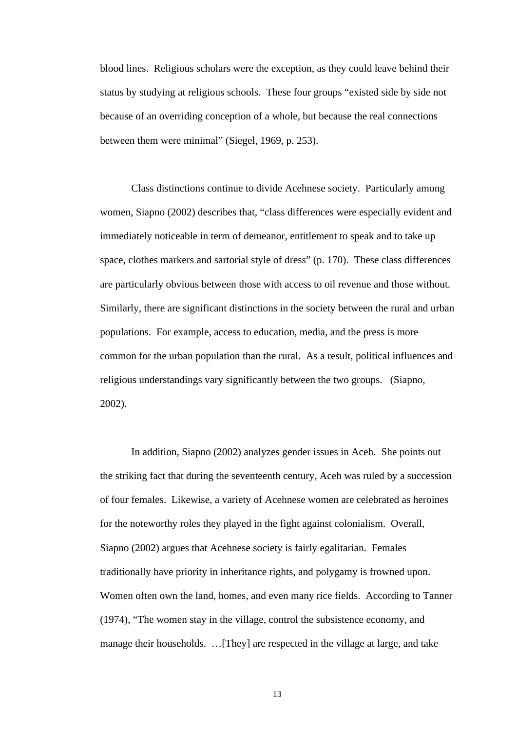blood lines. Religious scholars were the exception, as they could leave behind their status by studying at religious schools. These four groups "existed side by side not because of an overriding conception of a whole, but because the real connections between them were minimal" (Siegel, 1969, p. 253).

Class distinctions continue to divide Acehnese society. Particularly among women, Siapno (2002) describes that, "class differences were especially evident and immediately noticeable in term of demeanor, entitlement to speak and to take up space, clothes markers and sartorial style of dress" (p. 170). These class differences are particularly obvious between those with access to oil revenue and those without. Similarly, there are significant distinctions in the society between the rural and urban populations. For example, access to education, media, and the press is more common for the urban population than the rural. As a result, political influences and religious understandings vary significantly between the two groups. (Siapno, 2002).

In addition, Siapno (2002) analyzes gender issues in Aceh. She points out the striking fact that during the seventeenth century, Aceh was ruled by a succession of four females. Likewise, a variety of Acehnese women are celebrated as heroines for the noteworthy roles they played in the fight against colonialism. Overall, Siapno (2002) argues that Acehnese society is fairly egalitarian. Females traditionally have priority in inheritance rights, and polygamy is frowned upon. Women often own the land, homes, and even many rice fields. According to Tanner (1974), "The women stay in the village, control the subsistence economy, and manage their households. …[They] are respected in the village at large, and take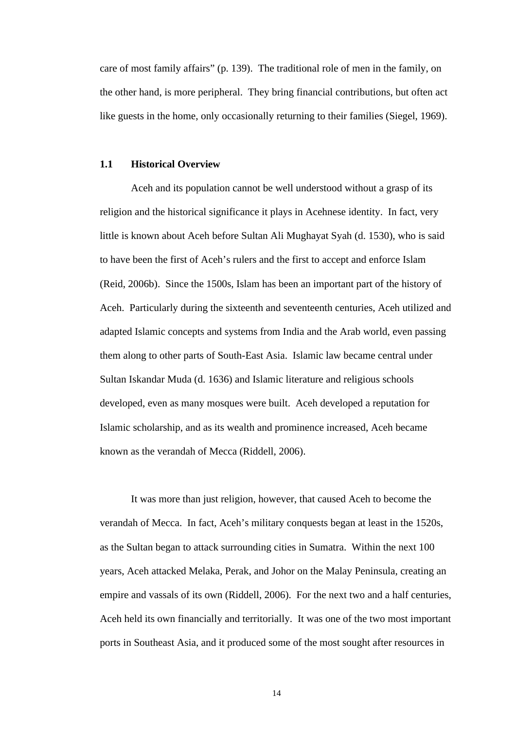care of most family affairs" (p. 139). The traditional role of men in the family, on the other hand, is more peripheral. They bring financial contributions, but often act like guests in the home, only occasionally returning to their families (Siegel, 1969).

## 1.1 Historical Overview

Aceh and its population cannot be well understood without a grasp of its religion and the historical significance it plays in Acehnese identity. In fact, very little is known about Aceh before Sultan Ali Mughayat Syah (d. 1530), who is said to have been the first of Aceh's rulers and the first to accept and enforce Islam (Reid, 2006b). Since the 1500s, Islam has been an important part of the history of Aceh. Particularly during the sixteenth and seventeenth centuries, Aceh utilized and adapted Islamic concepts and systems from India and the Arab world, even passing them along to other parts of South-East Asia. Islamic law became central under Sultan Iskandar Muda (d. 1636) and Islamic literature and religious schools developed, even as many mosques were built. Aceh developed a reputation for Islamic scholarship, and as its wealth and prominence increased, Aceh became known as the verandah of Mecca (Riddell, 2006).

It was more than just religion, however, that caused Aceh to become the verandah of Mecca. In fact, Aceh's military conquests began at least in the 1520s, as the Sultan began to attack surrounding cities in Sumatra. Within the next 100 years, Aceh attacked Melaka, Perak, and Johor on the Malay Peninsula, creating an empire and vassals of its own (Riddell, 2006). For the next two and a half centuries, Aceh held its own financially and territorially. It was one of the two most important ports in Southeast Asia, and it produced some of the most sought after resources in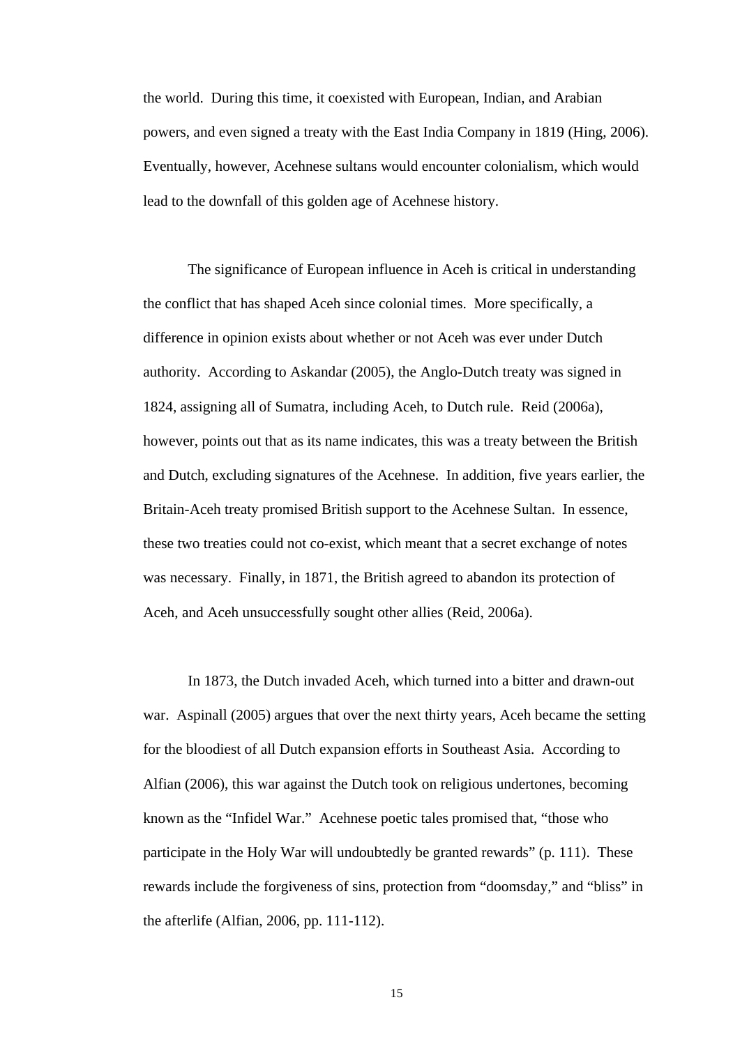the world. During this time, it coexisted with European, Indian, and Arabian powers, and even signed a treaty with the East India Company in 1819 (Hing, 2006). Eventually, however, Acehnese sultans would encounter colonialism, which would lead to the downfall of this golden age of Acehnese history.

The significance of European influence in Aceh is critical in understanding the conflict that has shaped Aceh since colonial times. More specifically, a difference in opinion exists about whether or not Aceh was ever under Dutch authority. According to Askandar (2005), the Anglo-Dutch treaty was signed in 1824, assigning all of Sumatra, including Aceh, to Dutch rule. Reid (2006a), however, points out that as its name indicates, this was a treaty between the British and Dutch, excluding signatures of the Acehnese. In addition, five years earlier, the Britain-Aceh treaty promised British support to the Acehnese Sultan. In essence, these two treaties could not co-exist, which meant that a secret exchange of notes was necessary. Finally, in 1871, the British agreed to abandon its protection of Aceh, and Aceh unsuccessfully sought other allies (Reid, 2006a).

In 1873, the Dutch invaded Aceh, which turned into a bitter and drawn-out war. Aspinall (2005) argues that over the next thirty years, Aceh became the setting for the bloodiest of all Dutch expansion efforts in Southeast Asia. According to Alfian (2006), this war against the Dutch took on religious undertones, becoming known as the "Infidel War." Acehnese poetic tales promised that, "those who participate in the Holy War will undoubtedly be granted rewards" (p. 111). These rewards include the forgiveness of sins, protection from "doomsday," and "bliss" in the afterlife (Alfian, 2006, pp. 111-112).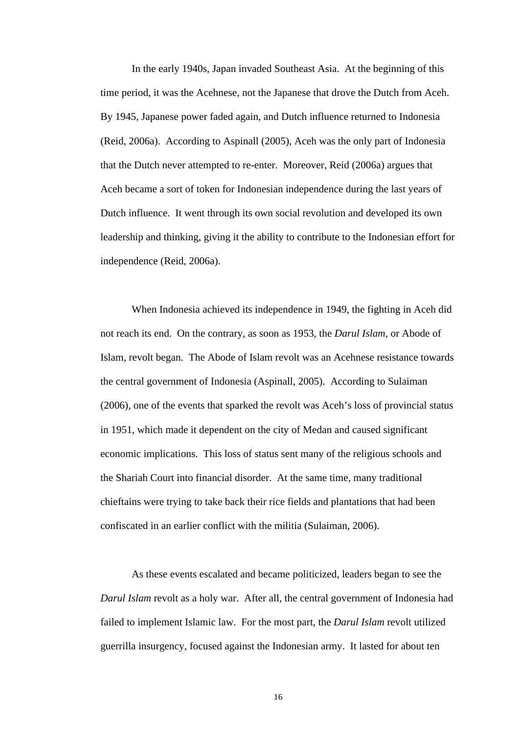In the early 1940s, Japan invaded Southeast Asia. At the beginning of this time period, it was the Acehnese, not the Japanese that drove the Dutch from Aceh. By 1945, Japanese power faded again, and Dutch influence returned to Indonesia (Reid, 2006a). According to Aspinall (2005), Aceh was the only part of Indonesia that the Dutch never attempted to re-enter. Moreover, Reid (2006a) argues that Aceh became a sort of token for Indonesian independence during the last years of Dutch influence. It went through its own social revolution and developed its own leadership and thinking, giving it the ability to contribute to the Indonesian effort for independence (Reid, 2006a).

When Indonesia achieved its independence in 1949, the fighting in Aceh did not reach its end. On the contrary, as soon as 1953, the *Darul Islam*, or Abode of Islam, revolt began. The Abode of Islam revolt was an Acehnese resistance towards the central government of Indonesia (Aspinall, 2005). According to Sulaiman (2006), one of the events that sparked the revolt was Aceh's loss of provincial status in 1951, which made it dependent on the city of Medan and caused significant economic implications. This loss of status sent many of the religious schools and the Shariah Court into financial disorder. At the same time, many traditional chieftains were trying to take back their rice fields and plantations that had been confiscated in an earlier conflict with the militia (Sulaiman, 2006).

As these events escalated and became politicized, leaders began to see the *Darul Islam* revolt as a holy war. After all, the central government of Indonesia had failed to implement Islamic law. For the most part, the *Darul Islam* revolt utilized guerrilla insurgency, focused against the Indonesian army. It lasted for about ten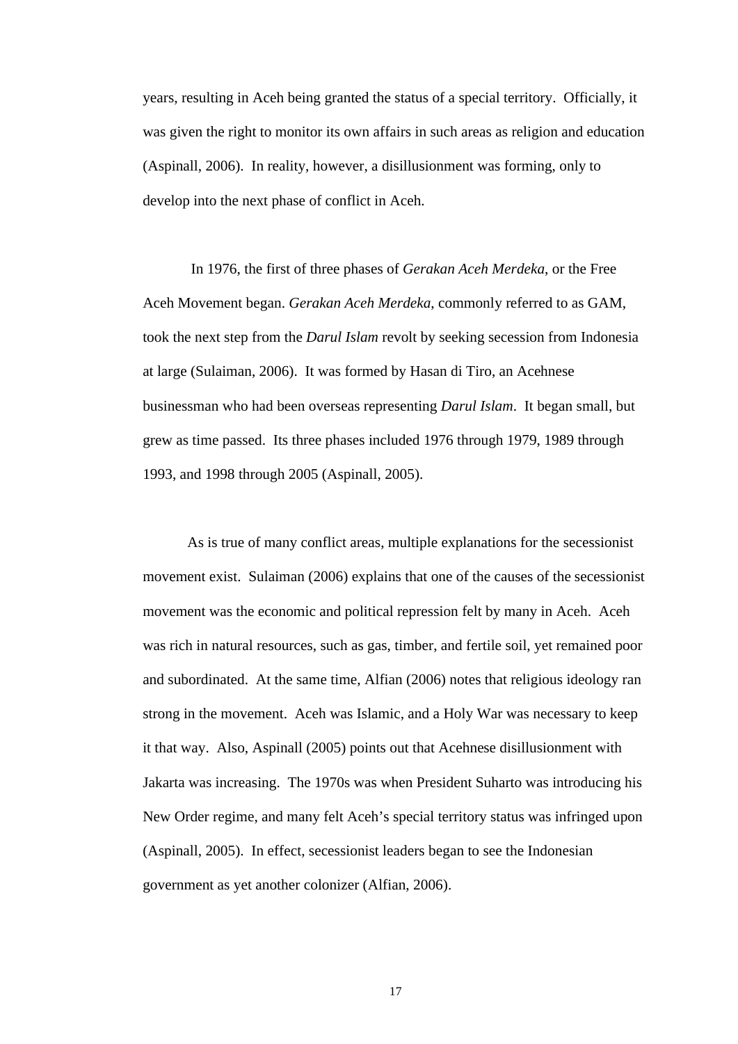years, resulting in Aceh being granted the status of a special territory. Officially, it was given the right to monitor its own affairs in such areas as religion and education (Aspinall, 2006). In reality, however, a disillusionment was forming, only to develop into the next phase of conflict in Aceh.

In 1976, the first of three phases of *Gerakan Aceh Merdeka*, or the Free Aceh Movement began. *Gerakan Aceh Merdeka*, commonly referred to as GAM, took the next step from the *Darul Islam* revolt by seeking secession from Indonesia at large (Sulaiman, 2006). It was formed by Hasan di Tiro, an Acehnese businessman who had been overseas representing *Darul Islam*. It began small, but grew as time passed. Its three phases included 1976 through 1979, 1989 through 1993, and 1998 through 2005 (Aspinall, 2005).

As is true of many conflict areas, multiple explanations for the secessionist movement exist. Sulaiman (2006) explains that one of the causes of the secessionist movement was the economic and political repression felt by many in Aceh. Aceh was rich in natural resources, such as gas, timber, and fertile soil, yet remained poor and subordinated. At the same time, Alfian (2006) notes that religious ideology ran strong in the movement. Aceh was Islamic, and a Holy War was necessary to keep it that way. Also, Aspinall (2005) points out that Acehnese disillusionment with Jakarta was increasing. The 1970s was when President Suharto was introducing his New Order regime, and many felt Aceh's special territory status was infringed upon (Aspinall, 2005). In effect, secessionist leaders began to see the Indonesian government as yet another colonizer (Alfian, 2006).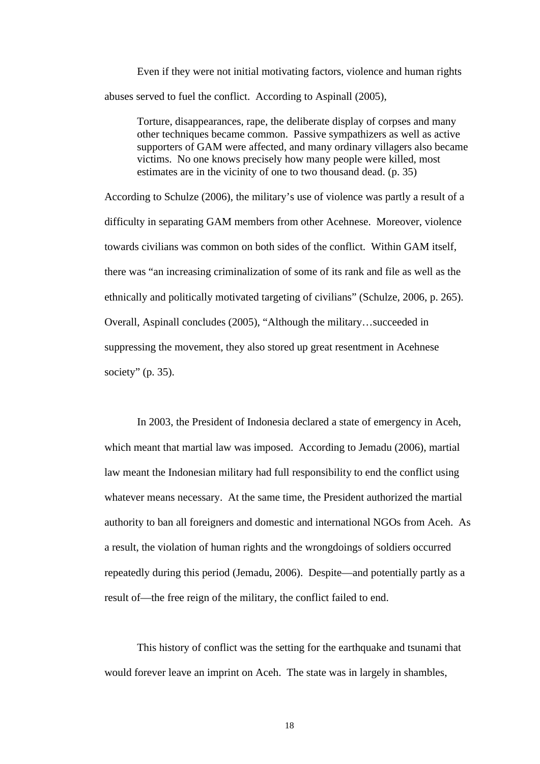Even if they were not initial motivating factors, violence and human rights abuses served to fuel the conflict. According to Aspinall (2005),

> Torture, disappearances, rape, the deliberate display of corpses and many other techniques became common. Passive sympathizers as well as active supporters of GAM were affected, and many ordinary villagers also became victims. No one knows precisely how many people were killed, most estimates are in the vicinity of one to two thousand dead. (p. 35)

According to Schulze (2006), the military's use of violence was partly a result of a difficulty in separating GAM members from other Acehnese. Moreover, violence towards civilians was common on both sides of the conflict. Within GAM itself, there was "an increasing criminalization of some of its rank and file as well as the ethnically and politically motivated targeting of civilians" (Schulze, 2006, p. 265). Overall, Aspinall concludes (2005), "Although the military…succeeded in suppressing the movement, they also stored up great resentment in Acehnese society" (p. 35).

In 2003, the President of Indonesia declared a state of emergency in Aceh, which meant that martial law was imposed. According to Jemadu (2006), martial law meant the Indonesian military had full responsibility to end the conflict using whatever means necessary. At the same time, the President authorized the martial authority to ban all foreigners and domestic and international NGOs from Aceh. As a result, the violation of human rights and the wrongdoings of soldiers occurred repeatedly during this period (Jemadu, 2006). Despite—and potentially partly as a result of—the free reign of the military, the conflict failed to end.

This history of conflict was the setting for the earthquake and tsunami that would forever leave an imprint on Aceh. The state was in largely in shambles,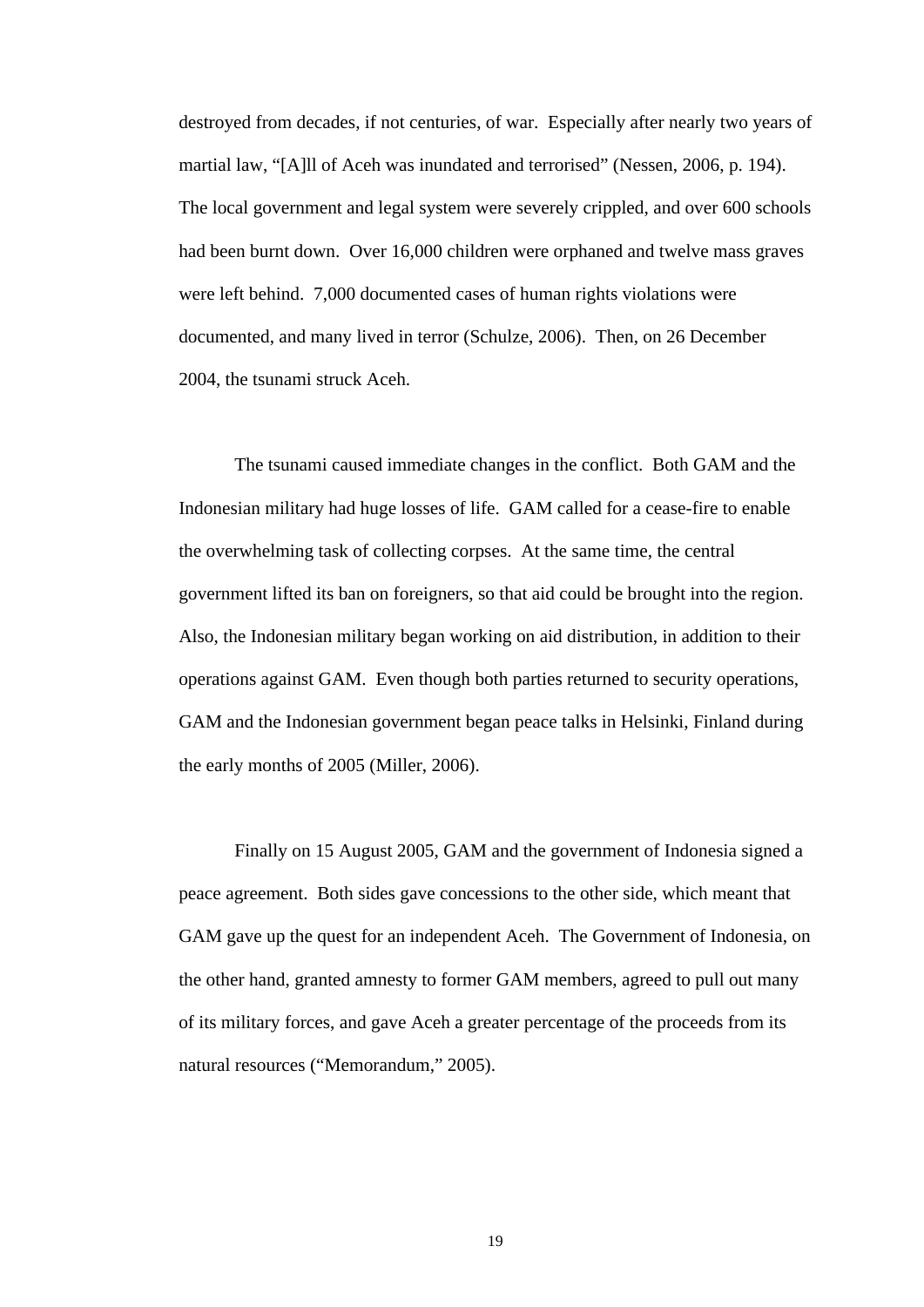destroyed from decades, if not centuries, of war. Especially after nearly two years of martial law, "[A]ll of Aceh was inundated and terrorised" (Nessen, 2006, p. 194). The local government and legal system were severely crippled, and over 600 schools had been burnt down. Over 16,000 children were orphaned and twelve mass graves were left behind. 7,000 documented cases of human rights violations were documented, and many lived in terror (Schulze, 2006). Then, on 26 December 2004, the tsunami struck Aceh.

The tsunami caused immediate changes in the conflict. Both GAM and the Indonesian military had huge losses of life. GAM called for a cease-fire to enable the overwhelming task of collecting corpses. At the same time, the central government lifted its ban on foreigners, so that aid could be brought into the region. Also, the Indonesian military began working on aid distribution, in addition to their operations against GAM. Even though both parties returned to security operations, GAM and the Indonesian government began peace talks in Helsinki, Finland during the early months of 2005 (Miller, 2006).

Finally on 15 August 2005, GAM and the government of Indonesia signed a peace agreement. Both sides gave concessions to the other side, which meant that GAM gave up the quest for an independent Aceh. The Government of Indonesia, on the other hand, granted amnesty to former GAM members, agreed to pull out many of its military forces, and gave Aceh a greater percentage of the proceeds from its natural resources ("Memorandum," 2005).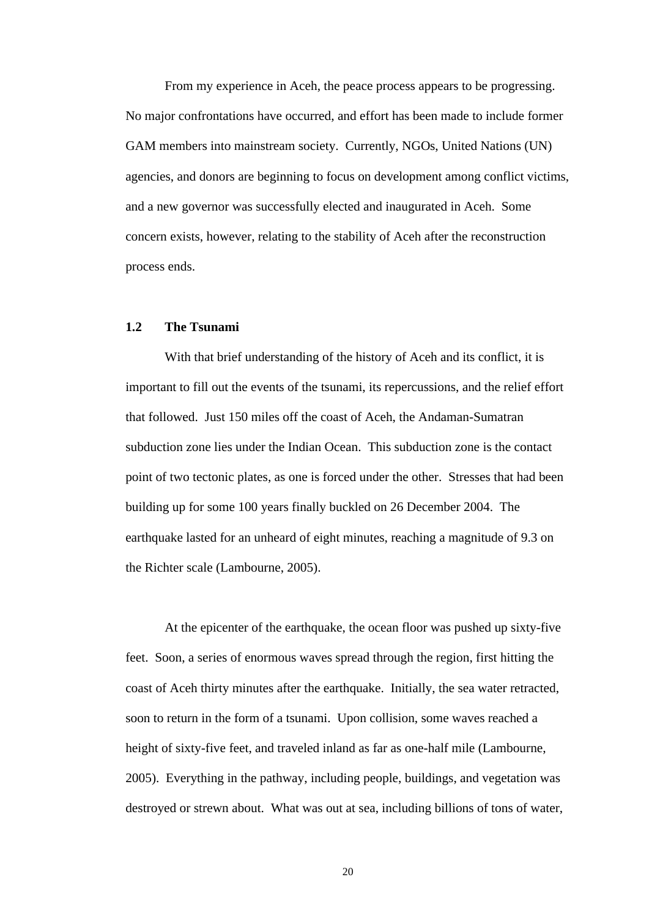From my experience in Aceh, the peace process appears to be progressing. No major confrontations have occurred, and effort has been made to include former GAM members into mainstream society. Currently, NGOs, United Nations (UN) agencies, and donors are beginning to focus on development among conflict victims, and a new governor was successfully elected and inaugurated in Aceh. Some concern exists, however, relating to the stability of Aceh after the reconstruction process ends.

### 1.2 The Tsunami

With that brief understanding of the history of Aceh and its conflict, it is important to fill out the events of the tsunami, its repercussions, and the relief effort that followed. Just 150 miles off the coast of Aceh, the Andaman-Sumatran subduction zone lies under the Indian Ocean. This subduction zone is the contact point of two tectonic plates, as one is forced under the other. Stresses that had been building up for some 100 years finally buckled on 26 December 2004. The earthquake lasted for an unheard of eight minutes, reaching a magnitude of 9.3 on the Richter scale (Lambourne, 2005).

At the epicenter of the earthquake, the ocean floor was pushed up sixty-five feet. Soon, a series of enormous waves spread through the region, first hitting the coast of Aceh thirty minutes after the earthquake. Initially, the sea water retracted, soon to return in the form of a tsunami. Upon collision, some waves reached a height of sixty-five feet, and traveled inland as far as one-half mile (Lambourne, 2005). Everything in the pathway, including people, buildings, and vegetation was destroyed or strewn about. What was out at sea, including billions of tons of water,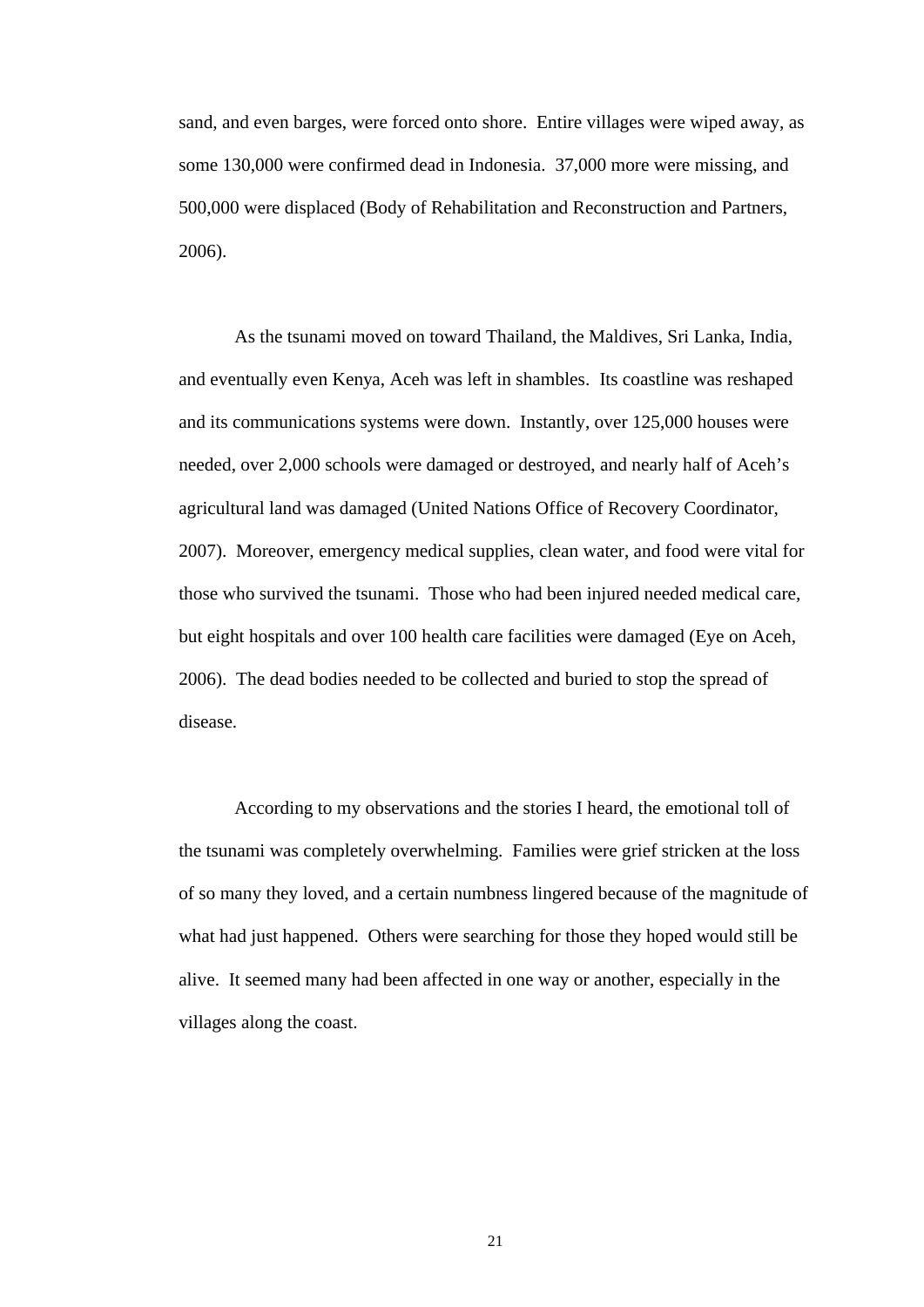sand, and even barges, were forced onto shore.  Entire villages were wiped away, as some 130,000 were confirmed dead in Indonesia.  37,000 more were missing, and 500,000 were displaced (Body of Rehabilitation and Reconstruction and Partners, 2006).

As the tsunami moved on toward Thailand, the Maldives, Sri Lanka, India, and eventually even Kenya, Aceh was left in shambles.  Its coastline was reshaped and its communications systems were down.  Instantly, over 125,000 houses were needed, over 2,000 schools were damaged or destroyed, and nearly half of Aceh's agricultural land was damaged (United Nations Office of Recovery Coordinator, 2007).  Moreover, emergency medical supplies, clean water, and food were vital for those who survived the tsunami.  Those who had been injured needed medical care, but eight hospitals and over 100 health care facilities were damaged (Eye on Aceh, 2006).  The dead bodies needed to be collected and buried to stop the spread of disease.

According to my observations and the stories I heard, the emotional toll of the tsunami was completely overwhelming.  Families were grief stricken at the loss of so many they loved, and a certain numbness lingered because of the magnitude of what had just happened.  Others were searching for those they hoped would still be alive.  It seemed many had been affected in one way or another, especially in the villages along the coast.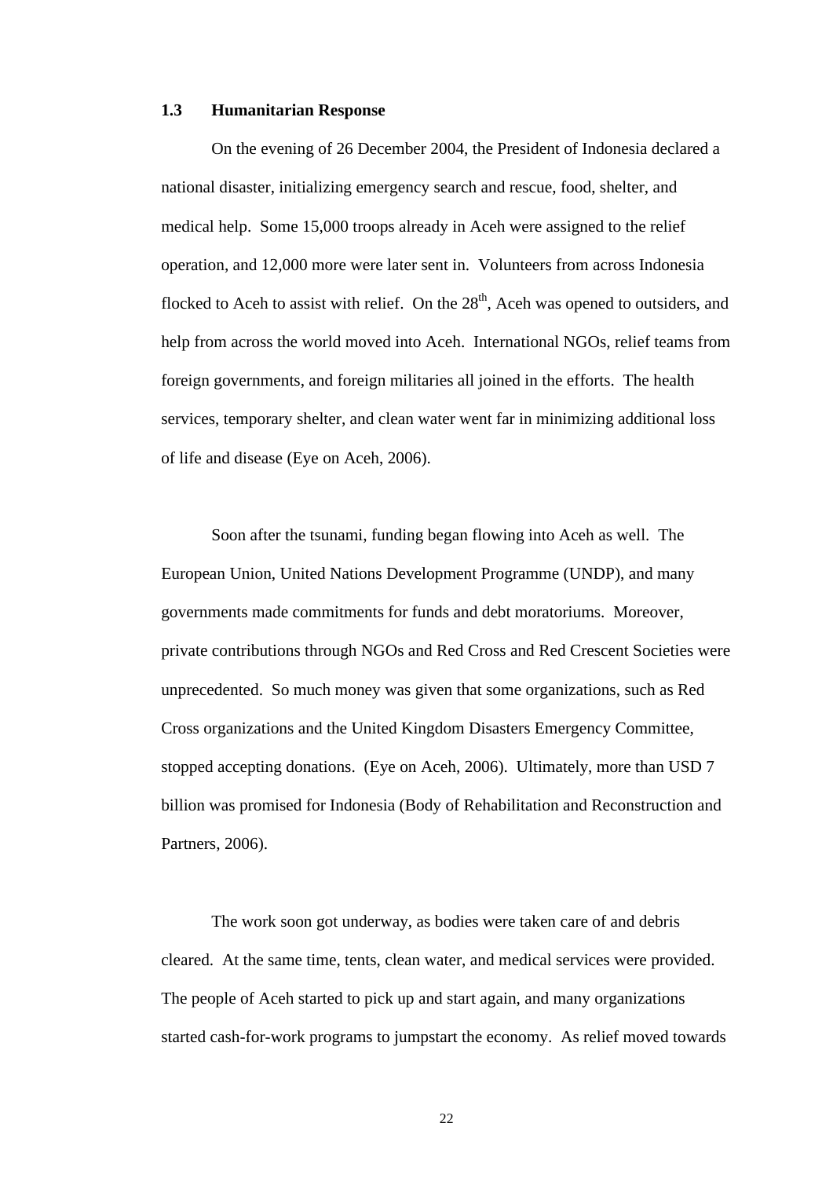### 1.3 Humanitarian Response

On the evening of 26 December 2004, the President of Indonesia declared a national disaster, initializing emergency search and rescue, food, shelter, and medical help. Some 15,000 troops already in Aceh were assigned to the relief operation, and 12,000 more were later sent in. Volunteers from across Indonesia flocked to Aceh to assist with relief. On the 28th, Aceh was opened to outsiders, and help from across the world moved into Aceh. International NGOs, relief teams from foreign governments, and foreign militaries all joined in the efforts. The health services, temporary shelter, and clean water went far in minimizing additional loss of life and disease (Eye on Aceh, 2006).

Soon after the tsunami, funding began flowing into Aceh as well. The European Union, United Nations Development Programme (UNDP), and many governments made commitments for funds and debt moratoriums. Moreover, private contributions through NGOs and Red Cross and Red Crescent Societies were unprecedented. So much money was given that some organizations, such as Red Cross organizations and the United Kingdom Disasters Emergency Committee, stopped accepting donations. (Eye on Aceh, 2006). Ultimately, more than USD 7 billion was promised for Indonesia (Body of Rehabilitation and Reconstruction and Partners, 2006).

The work soon got underway, as bodies were taken care of and debris cleared. At the same time, tents, clean water, and medical services were provided. The people of Aceh started to pick up and start again, and many organizations started cash-for-work programs to jumpstart the economy. As relief moved towards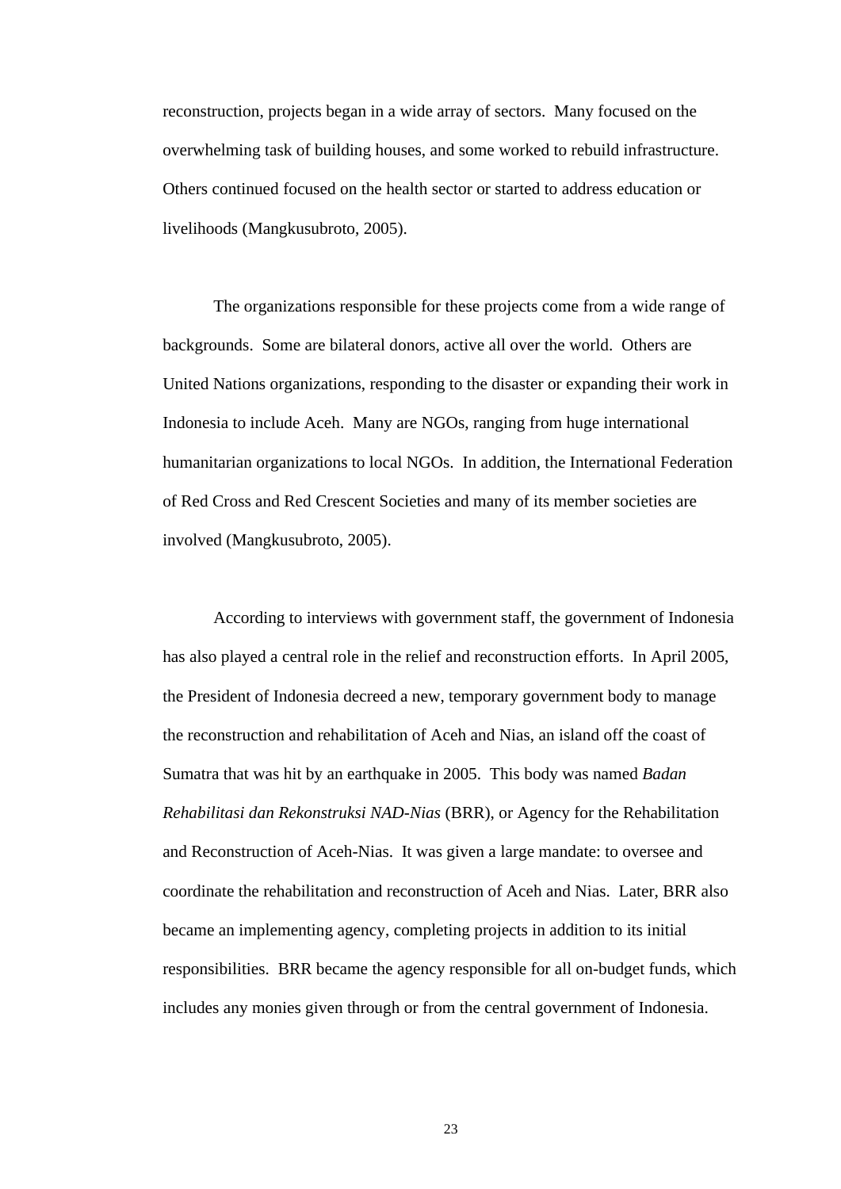reconstruction, projects began in a wide array of sectors. Many focused on the overwhelming task of building houses, and some worked to rebuild infrastructure. Others continued focused on the health sector or started to address education or livelihoods (Mangkusubroto, 2005).

The organizations responsible for these projects come from a wide range of backgrounds. Some are bilateral donors, active all over the world. Others are United Nations organizations, responding to the disaster or expanding their work in Indonesia to include Aceh. Many are NGOs, ranging from huge international humanitarian organizations to local NGOs. In addition, the International Federation of Red Cross and Red Crescent Societies and many of its member societies are involved (Mangkusubroto, 2005).

According to interviews with government staff, the government of Indonesia has also played a central role in the relief and reconstruction efforts. In April 2005, the President of Indonesia decreed a new, temporary government body to manage the reconstruction and rehabilitation of Aceh and Nias, an island off the coast of Sumatra that was hit by an earthquake in 2005. This body was named *Badan Rehabilitasi dan Rekonstruksi NAD-Nias* (BRR), or Agency for the Rehabilitation and Reconstruction of Aceh-Nias. It was given a large mandate: to oversee and coordinate the rehabilitation and reconstruction of Aceh and Nias. Later, BRR also became an implementing agency, completing projects in addition to its initial responsibilities. BRR became the agency responsible for all on-budget funds, which includes any monies given through or from the central government of Indonesia.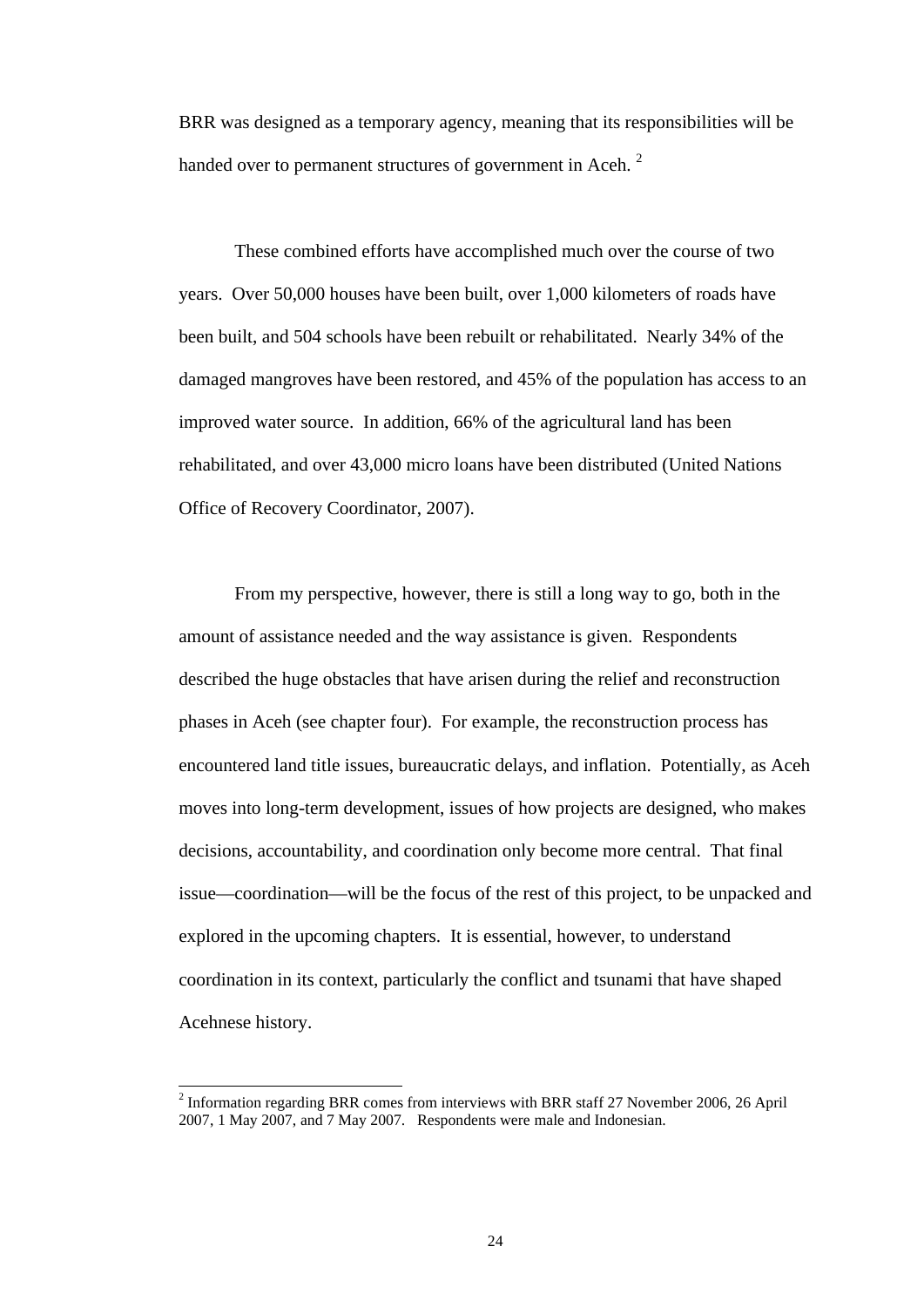BRR was designed as a temporary agency, meaning that its responsibilities will be handed over to permanent structures of government in Aceh. [2]

These combined efforts have accomplished much over the course of two years. Over 50,000 houses have been built, over 1,000 kilometers of roads have been built, and 504 schools have been rebuilt or rehabilitated. Nearly 34% of the damaged mangroves have been restored, and 45% of the population has access to an improved water source. In addition, 66% of the agricultural land has been rehabilitated, and over 43,000 micro loans have been distributed (United Nations Office of Recovery Coordinator, 2007).

From my perspective, however, there is still a long way to go, both in the amount of assistance needed and the way assistance is given. Respondents described the huge obstacles that have arisen during the relief and reconstruction phases in Aceh (see chapter four). For example, the reconstruction process has encountered land title issues, bureaucratic delays, and inflation. Potentially, as Aceh moves into long-term development, issues of how projects are designed, who makes decisions, accountability, and coordination only become more central. That final issue—coordination—will be the focus of the rest of this project, to be unpacked and explored in the upcoming chapters. It is essential, however, to understand coordination in its context, particularly the conflict and tsunami that have shaped Acehnese history.

---

[2] Information regarding BRR comes from interviews with BRR staff 27 November 2006, 26 April 2007, 1 May 2007, and 7 May 2007. Respondents were male and Indonesian.